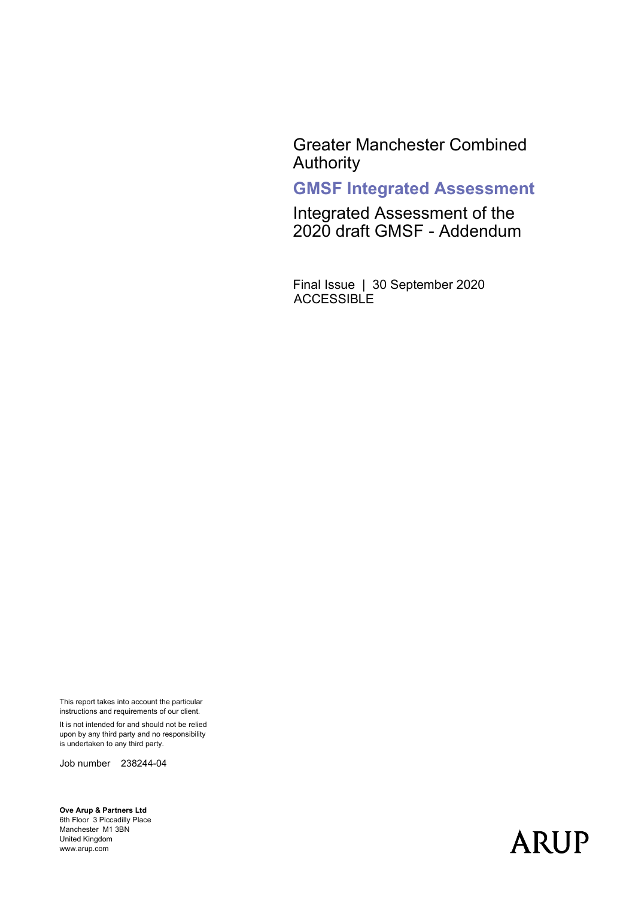# Greater Manchester Combined Authority

## GMSF Integrated Assessment

Integrated Assessment of the 2020 draft GMSF - Addendum

Final Issue | 30 September 2020
ACCESSIBLE

This report takes into account the particular instructions and requirements of our client.

It is not intended for and should not be relied upon by any third party and no responsibility is undertaken to any third party.

Job number 238244-04

**Ove Arup & Partners Ltd**
6th Floor 3 Piccadilly Place
Manchester M1 3BN
United Kingdom
www.arup.com

ARUP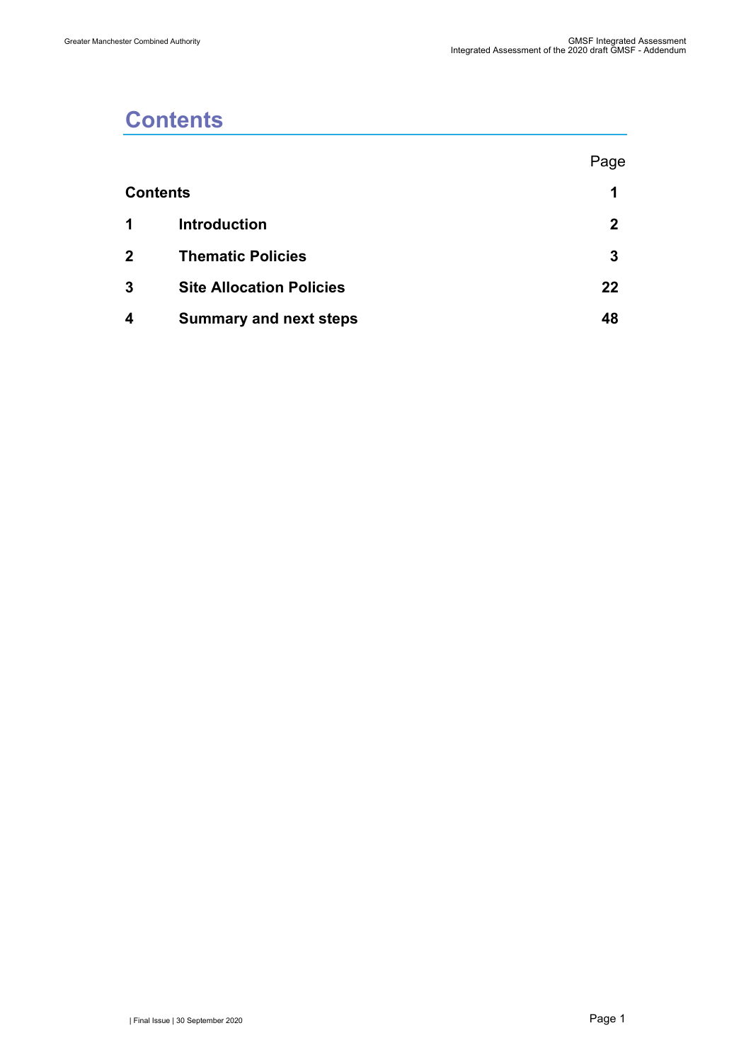# Contents

| | | Page |
|---|---|---|
| **Contents** | | **1** |
| **1** | **Introduction** | **2** |
| **2** | **Thematic Policies** | **3** |
| **3** | **Site Allocation Policies** | **22** |
| **4** | **Summary and next steps** | **48** |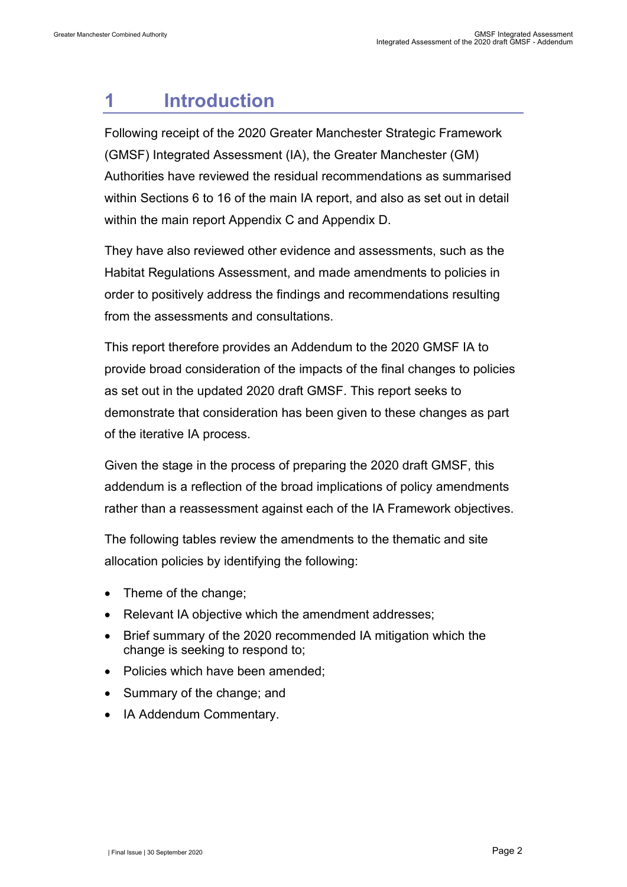# 1 Introduction

Following receipt of the 2020 Greater Manchester Strategic Framework (GMSF) Integrated Assessment (IA), the Greater Manchester (GM) Authorities have reviewed the residual recommendations as summarised within Sections 6 to 16 of the main IA report, and also as set out in detail within the main report Appendix C and Appendix D.

They have also reviewed other evidence and assessments, such as the Habitat Regulations Assessment, and made amendments to policies in order to positively address the findings and recommendations resulting from the assessments and consultations.

This report therefore provides an Addendum to the 2020 GMSF IA to provide broad consideration of the impacts of the final changes to policies as set out in the updated 2020 draft GMSF. This report seeks to demonstrate that consideration has been given to these changes as part of the iterative IA process.

Given the stage in the process of preparing the 2020 draft GMSF, this addendum is a reflection of the broad implications of policy amendments rather than a reassessment against each of the IA Framework objectives.

The following tables review the amendments to the thematic and site allocation policies by identifying the following:

- Theme of the change;
- Relevant IA objective which the amendment addresses;
- Brief summary of the 2020 recommended IA mitigation which the change is seeking to respond to;
- Policies which have been amended;
- Summary of the change; and
- IA Addendum Commentary.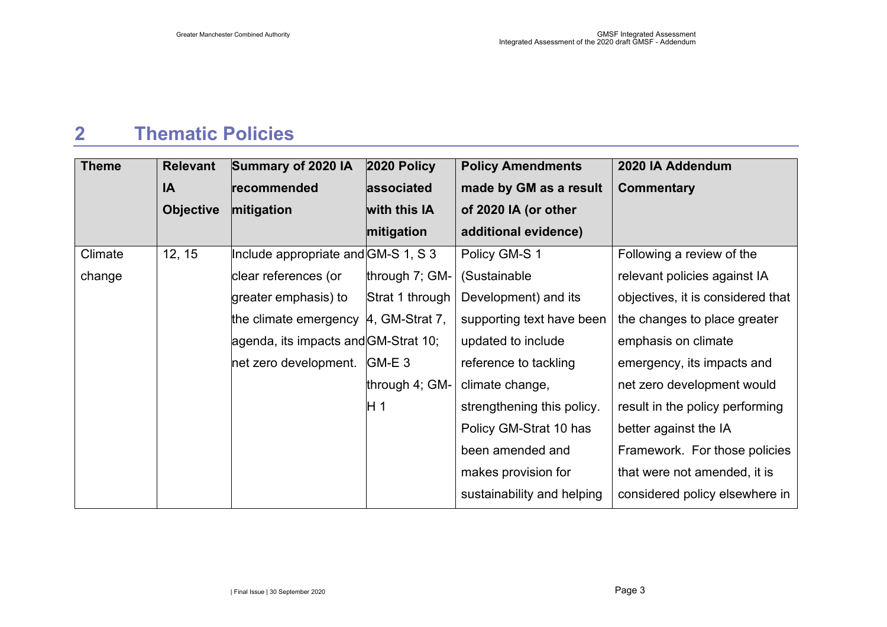## 2 Thematic Policies

| Theme | Relevant IA Objective | Summary of 2020 IA recommended mitigation | 2020 Policy associated with this IA mitigation | Policy Amendments made by GM as a result of 2020 IA (or other additional evidence) | 2020 IA Addendum Commentary |
|---|---|---|---|---|---|
| Climate change | 12, 15 | Include appropriate and clear references (or greater emphasis) to the climate emergency agenda, its impacts and net zero development. | GM-S 1, S 3 through 7; GM-Strat 1 through 4, GM-Strat 7, GM-Strat 10; GM-E 3 through 4; GM-H 1 | Policy GM-S 1 (Sustainable Development) and its supporting text have been updated to include reference to tackling climate change, strengthening this policy. Policy GM-Strat 10 has been amended and makes provision for sustainability and helping | Following a review of the relevant policies against IA objectives, it is considered that the changes to place greater emphasis on climate emergency, its impacts and net zero development would result in the policy performing better against the IA Framework. For those policies that were not amended, it is considered policy elsewhere in |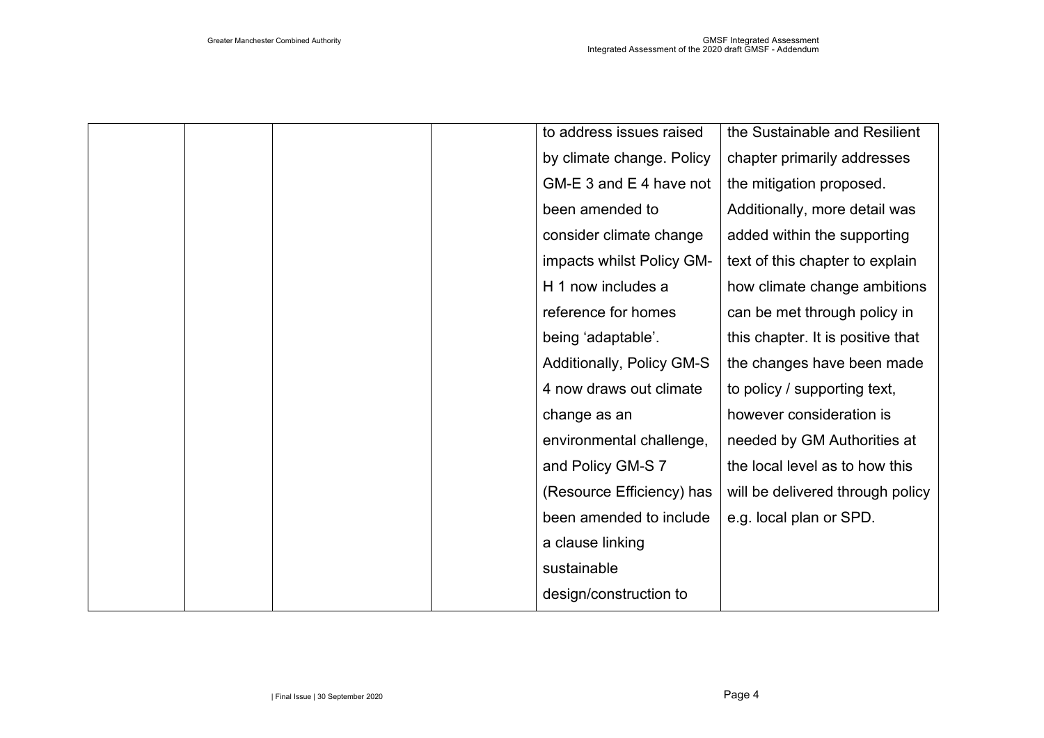| | | | | | |
|---|---|---|---|---|---|
| | | | | to address issues raised by climate change. Policy GM-E 3 and E 4 have not been amended to consider climate change impacts whilst Policy GM-H 1 now includes a reference for homes being 'adaptable'. Additionally, Policy GM-S 4 now draws out climate change as an environmental challenge, and Policy GM-S 7 (Resource Efficiency) has been amended to include a clause linking sustainable design/construction to | the Sustainable and Resilient chapter primarily addresses the mitigation proposed. Additionally, more detail was added within the supporting text of this chapter to explain how climate change ambitions can be met through policy in this chapter. It is positive that the changes have been made to policy / supporting text, however consideration is needed by GM Authorities at the local level as to how this will be delivered through policy e.g. local plan or SPD. |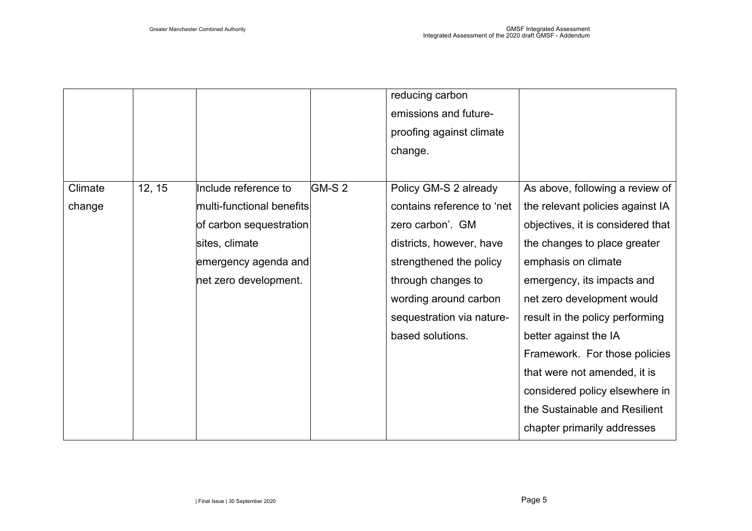| | | | | reducing carbon emissions and future-proofing against climate change. | |
|---|---|---|---|---|---|
| Climate change | 12, 15 | Include reference to multi-functional benefits of carbon sequestration sites, climate emergency agenda and net zero development. | GM-S 2 | Policy GM-S 2 already contains reference to 'net zero carbon'. GM districts, however, have strengthened the policy through changes to wording around carbon sequestration via nature-based solutions. | As above, following a review of the relevant policies against IA objectives, it is considered that the changes to place greater emphasis on climate emergency, its impacts and net zero development would result in the policy performing better against the IA Framework. For those policies that were not amended, it is considered policy elsewhere in the Sustainable and Resilient chapter primarily addresses |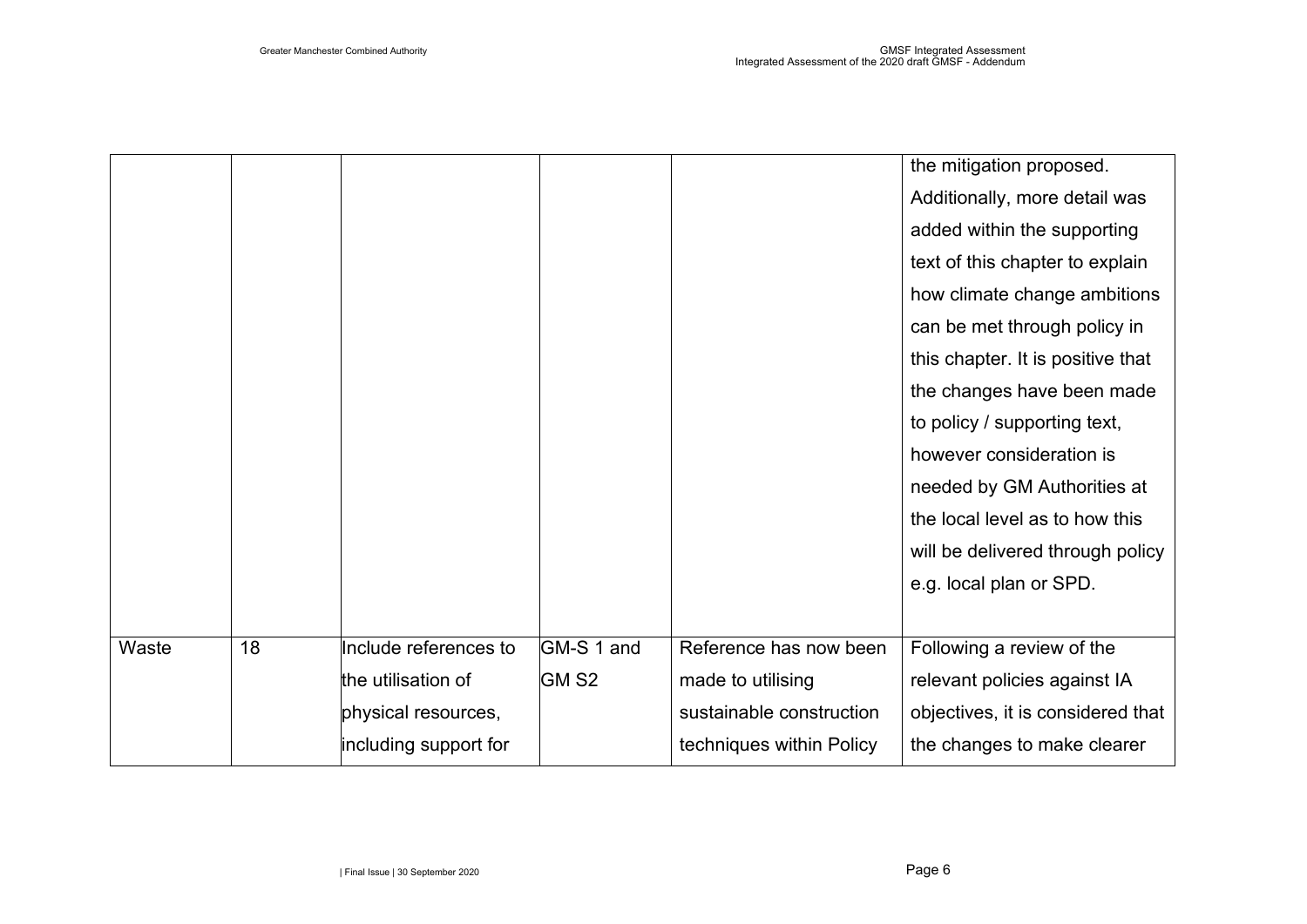| | | | | | |
|---|---|---|---|---|---|
| | | | | | the mitigation proposed. Additionally, more detail was added within the supporting text of this chapter to explain how climate change ambitions can be met through policy in this chapter. It is positive that the changes have been made to policy / supporting text, however consideration is needed by GM Authorities at the local level as to how this will be delivered through policy e.g. local plan or SPD. |
| Waste | 18 | Include references to the utilisation of physical resources, including support for | GM-S 1 and GM S2 | Reference has now been made to utilising sustainable construction techniques within Policy | Following a review of the relevant policies against IA objectives, it is considered that the changes to make clearer |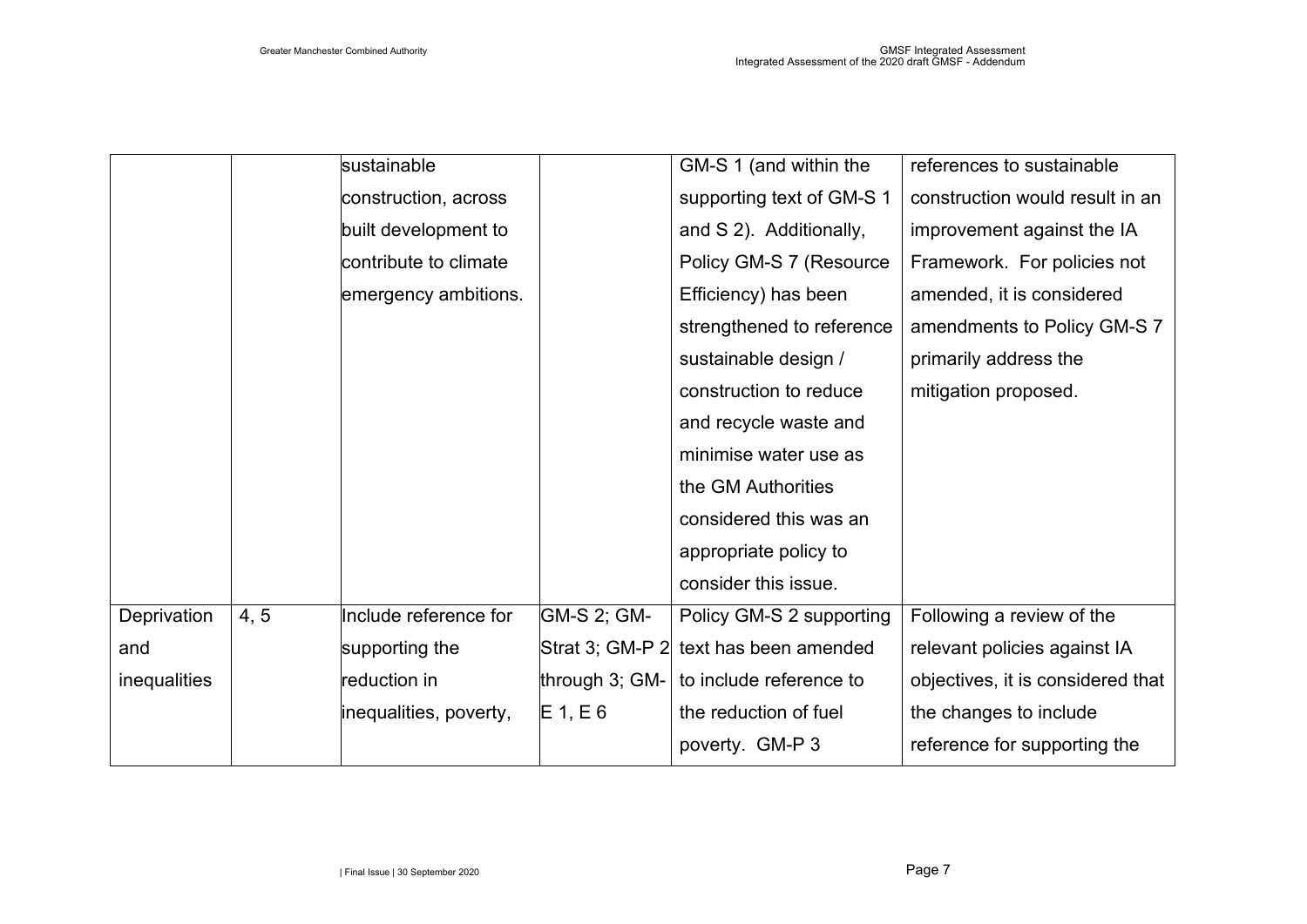| | | | | | |
|---|---|---|---|---|---|
| | | sustainable construction, across built development to contribute to climate emergency ambitions. | | GM-S 1 (and within the supporting text of GM-S 1 and S 2). Additionally, Policy GM-S 7 (Resource Efficiency) has been strengthened to reference sustainable design / construction to reduce and recycle waste and minimise water use as the GM Authorities considered this was an appropriate policy to consider this issue. | references to sustainable construction would result in an improvement against the IA Framework. For policies not amended, it is considered amendments to Policy GM-S 7 primarily address the mitigation proposed. |
| Deprivation and inequalities | 4, 5 | Include reference for supporting the reduction in inequalities, poverty, | GM-S 2; GM-Strat 3; GM-P 2 through 3; GM-E 1, E 6 | Policy GM-S 2 supporting text has been amended to include reference to the reduction of fuel poverty. GM-P 3 | Following a review of the relevant policies against IA objectives, it is considered that the changes to include reference for supporting the |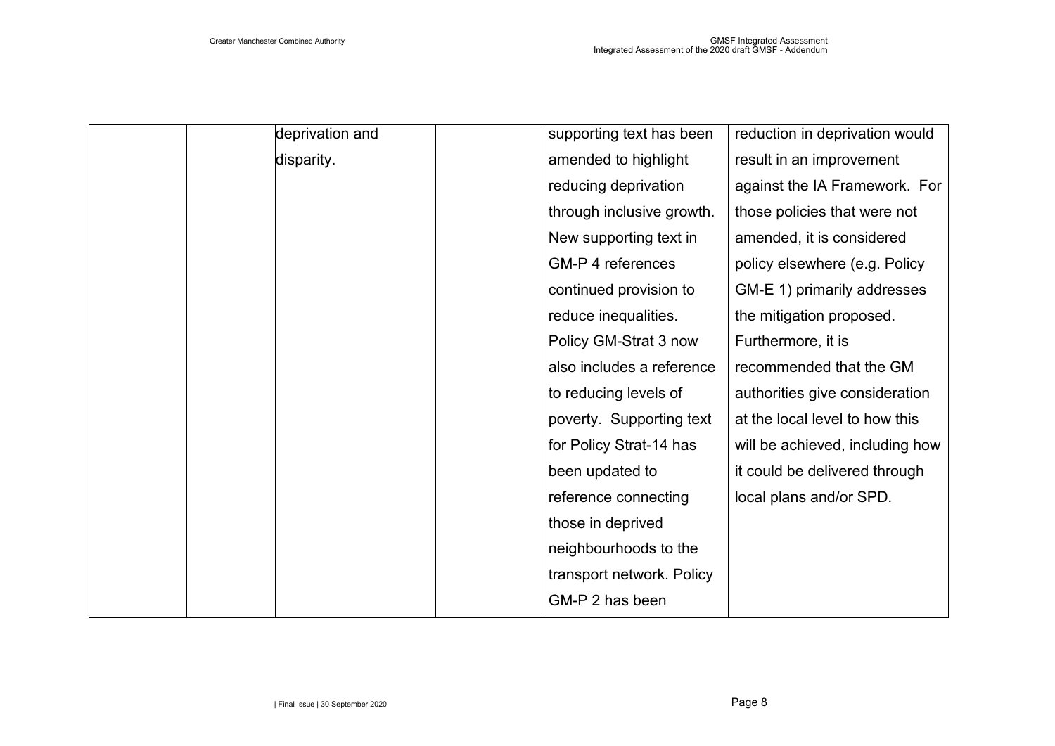| | | | | | |
|---|---|---|---|---|---|
| | | deprivation and disparity. | | supporting text has been amended to highlight reducing deprivation through inclusive growth. New supporting text in GM-P 4 references continued provision to reduce inequalities. Policy GM-Strat 3 now also includes a reference to reducing levels of poverty. Supporting text for Policy Strat-14 has been updated to reference connecting those in deprived neighbourhoods to the transport network. Policy GM-P 2 has been | reduction in deprivation would result in an improvement against the IA Framework. For those policies that were not amended, it is considered policy elsewhere (e.g. Policy GM-E 1) primarily addresses the mitigation proposed. Furthermore, it is recommended that the GM authorities give consideration at the local level to how this will be achieved, including how it could be delivered through local plans and/or SPD. |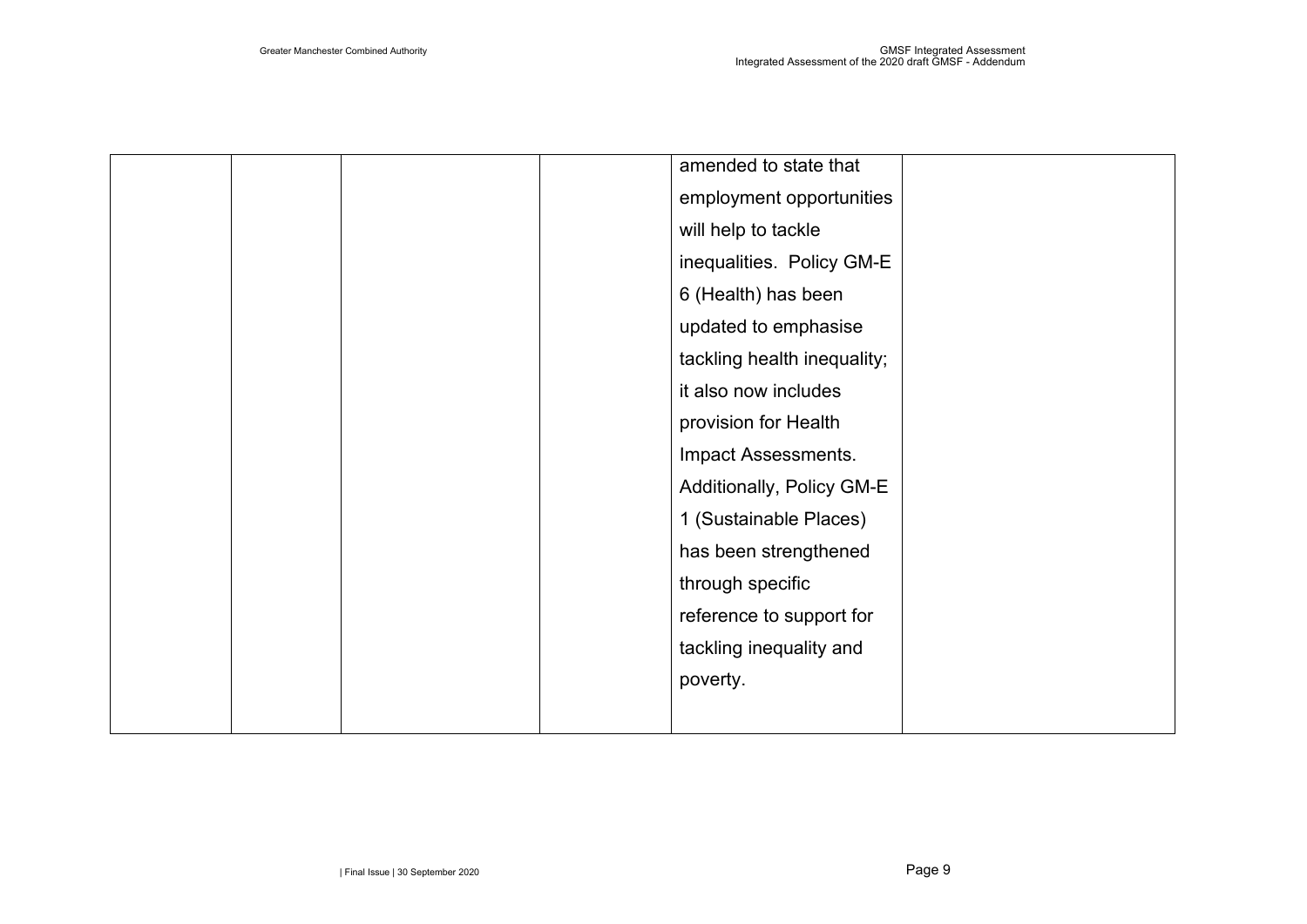| | | | | | |
|---|---|---|---|---|---|
| | | | | amended to state that employment opportunities will help to tackle inequalities. Policy GM-E 6 (Health) has been updated to emphasise tackling health inequality; it also now includes provision for Health Impact Assessments. Additionally, Policy GM-E 1 (Sustainable Places) has been strengthened through specific reference to support for tackling inequality and poverty. | |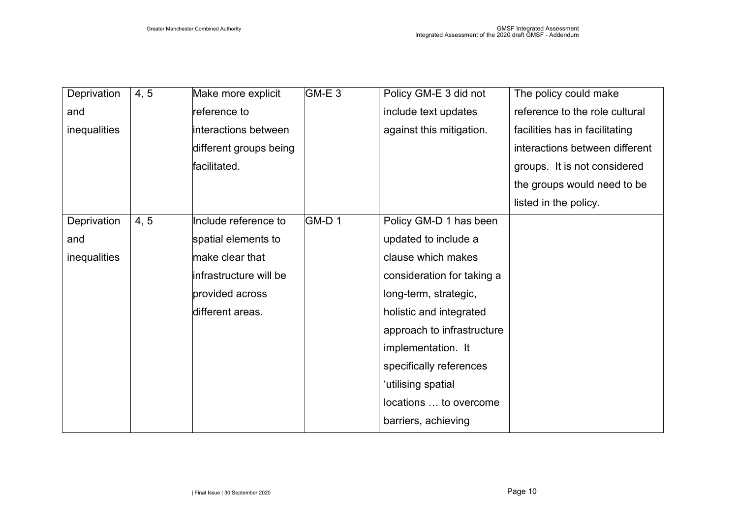| | | | | | |
|---|---|---|---|---|---|
| Deprivation and inequalities | 4, 5 | Make more explicit reference to interactions between different groups being facilitated. | GM-E 3 | Policy GM-E 3 did not include text updates against this mitigation. | The policy could make reference to the role cultural facilities has in facilitating interactions between different groups. It is not considered the groups would need to be listed in the policy. |
| Deprivation and inequalities | 4, 5 | Include reference to spatial elements to make clear that infrastructure will be provided across different areas. | GM-D 1 | Policy GM-D 1 has been updated to include a clause which makes consideration for taking a long-term, strategic, holistic and integrated approach to infrastructure implementation. It specifically references 'utilising spatial locations … to overcome barriers, achieving | |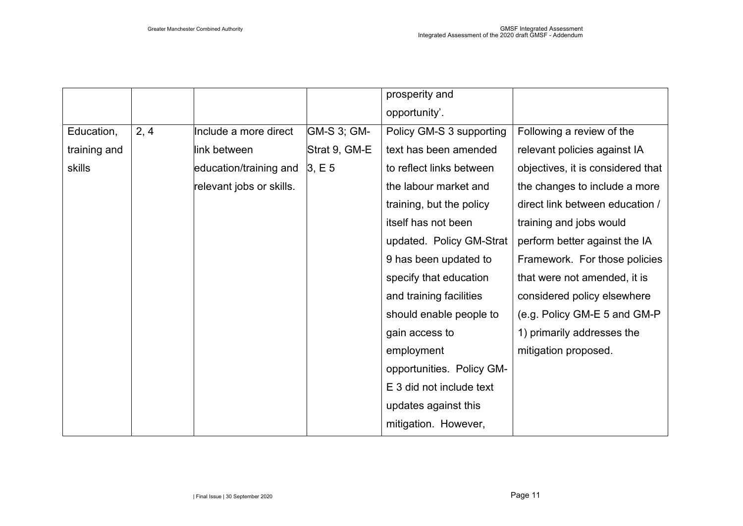| | | | | prosperity and opportunity'. | |
|---|---|---|---|---|---|
| Education, training and skills | 2, 4 | Include a more direct link between education/training and relevant jobs or skills. | GM-S 3; GM-Strat 9, GM-E 3, E 5 | Policy GM-S 3 supporting text has been amended to reflect links between the labour market and training, but the policy itself has not been updated. Policy GM-Strat 9 has been updated to specify that education and training facilities should enable people to gain access to employment opportunities. Policy GM-E 3 did not include text updates against this mitigation. However, | Following a review of the relevant policies against IA objectives, it is considered that the changes to include a more direct link between education / training and jobs would perform better against the IA Framework. For those policies that were not amended, it is considered policy elsewhere (e.g. Policy GM-E 5 and GM-P 1) primarily addresses the mitigation proposed. |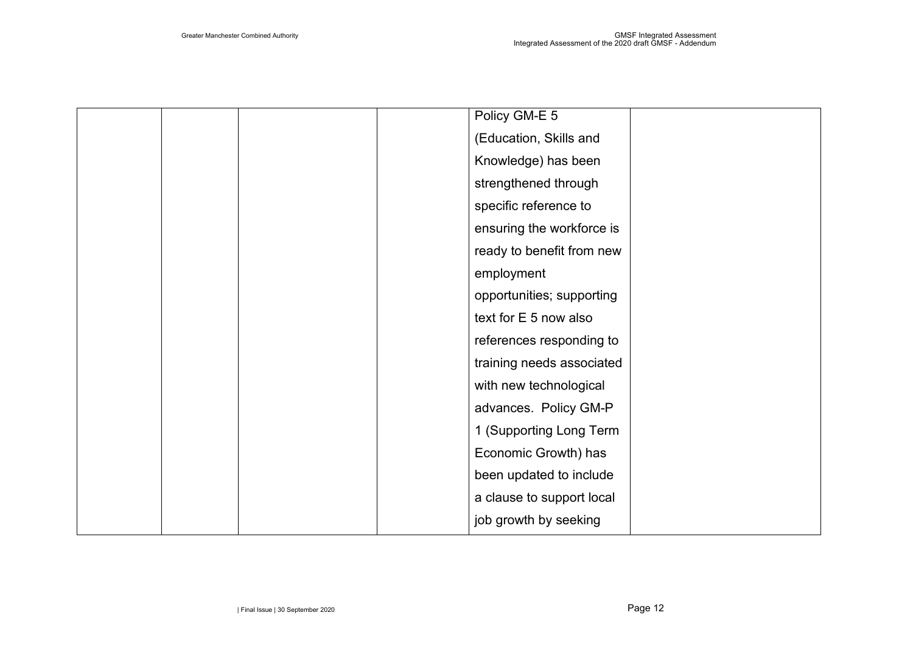|  |  |  |  | Policy GM-E 5 (Education, Skills and Knowledge) has been strengthened through specific reference to ensuring the workforce is ready to benefit from new employment opportunities; supporting text for E 5 now also references responding to training needs associated with new technological advances. Policy GM-P 1 (Supporting Long Term Economic Growth) has been updated to include a clause to support local job growth by seeking |  |
|---|---|---|---|---|---|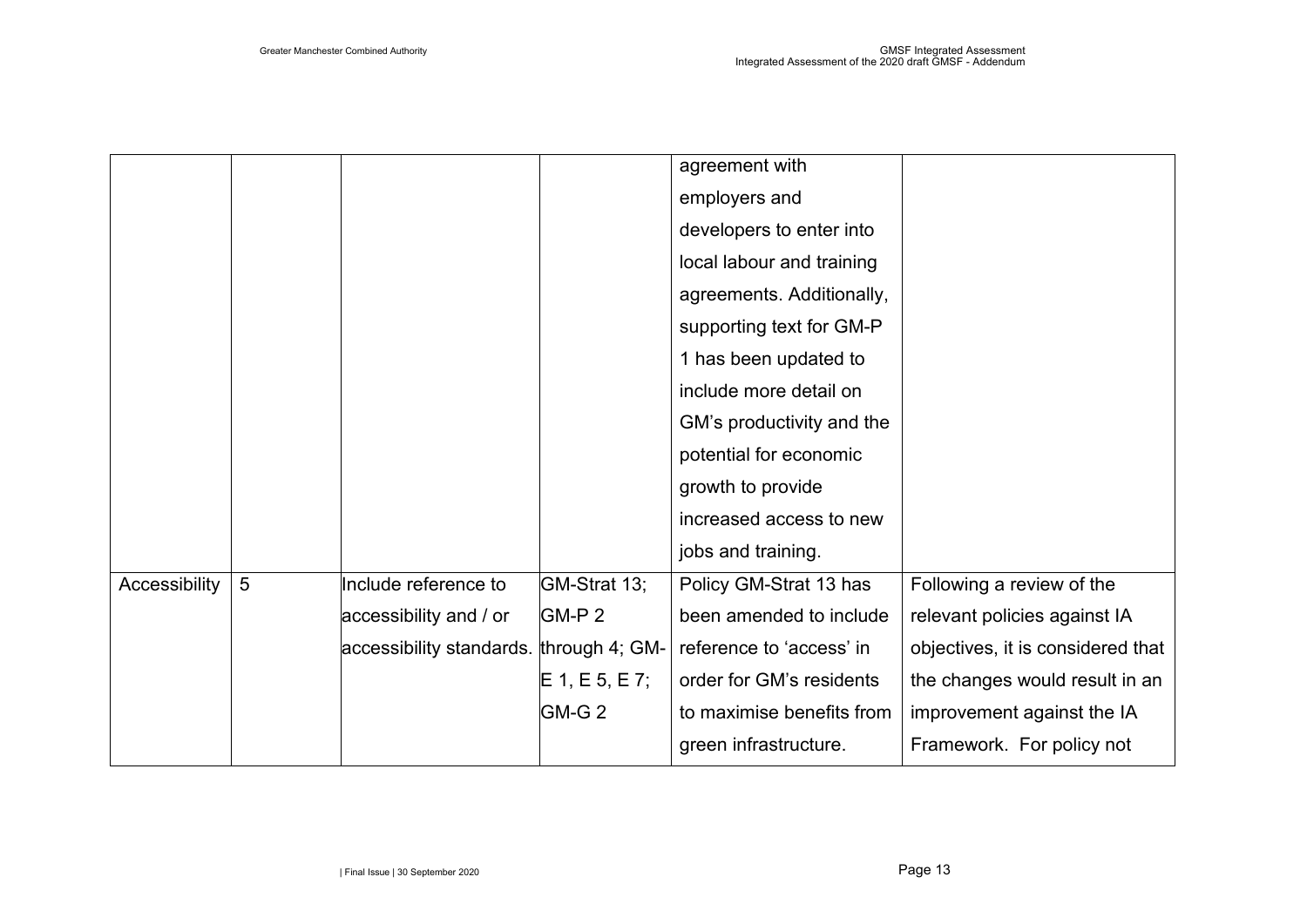| | | | | agreement with employers and developers to enter into local labour and training agreements. Additionally, supporting text for GM-P 1 has been updated to include more detail on GM's productivity and the potential for economic growth to provide increased access to new jobs and training. | |
|---|---|---|---|---|---|
| Accessibility | 5 | Include reference to accessibility and / or accessibility standards. | GM-Strat 13; GM-P 2 through 4; GM-E 1, E 5, E 7; GM-G 2 | Policy GM-Strat 13 has been amended to include reference to 'access' in order for GM's residents to maximise benefits from green infrastructure. | Following a review of the relevant policies against IA objectives, it is considered that the changes would result in an improvement against the IA Framework. For policy not |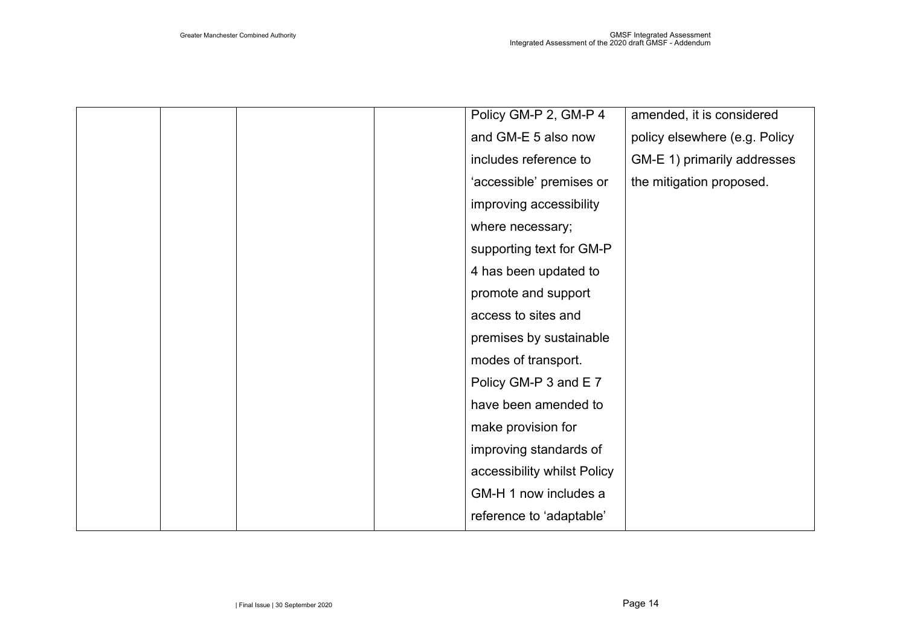|  |  |  |  |  |  |
|---|---|---|---|---|---|
|  |  |  |  | Policy GM-P 2, GM-P 4 and GM-E 5 also now includes reference to 'accessible' premises or improving accessibility where necessary; supporting text for GM-P 4 has been updated to promote and support access to sites and premises by sustainable modes of transport. Policy GM-P 3 and E 7 have been amended to make provision for improving standards of accessibility whilst Policy GM-H 1 now includes a reference to 'adaptable' | amended, it is considered policy elsewhere (e.g. Policy GM-E 1) primarily addresses the mitigation proposed. |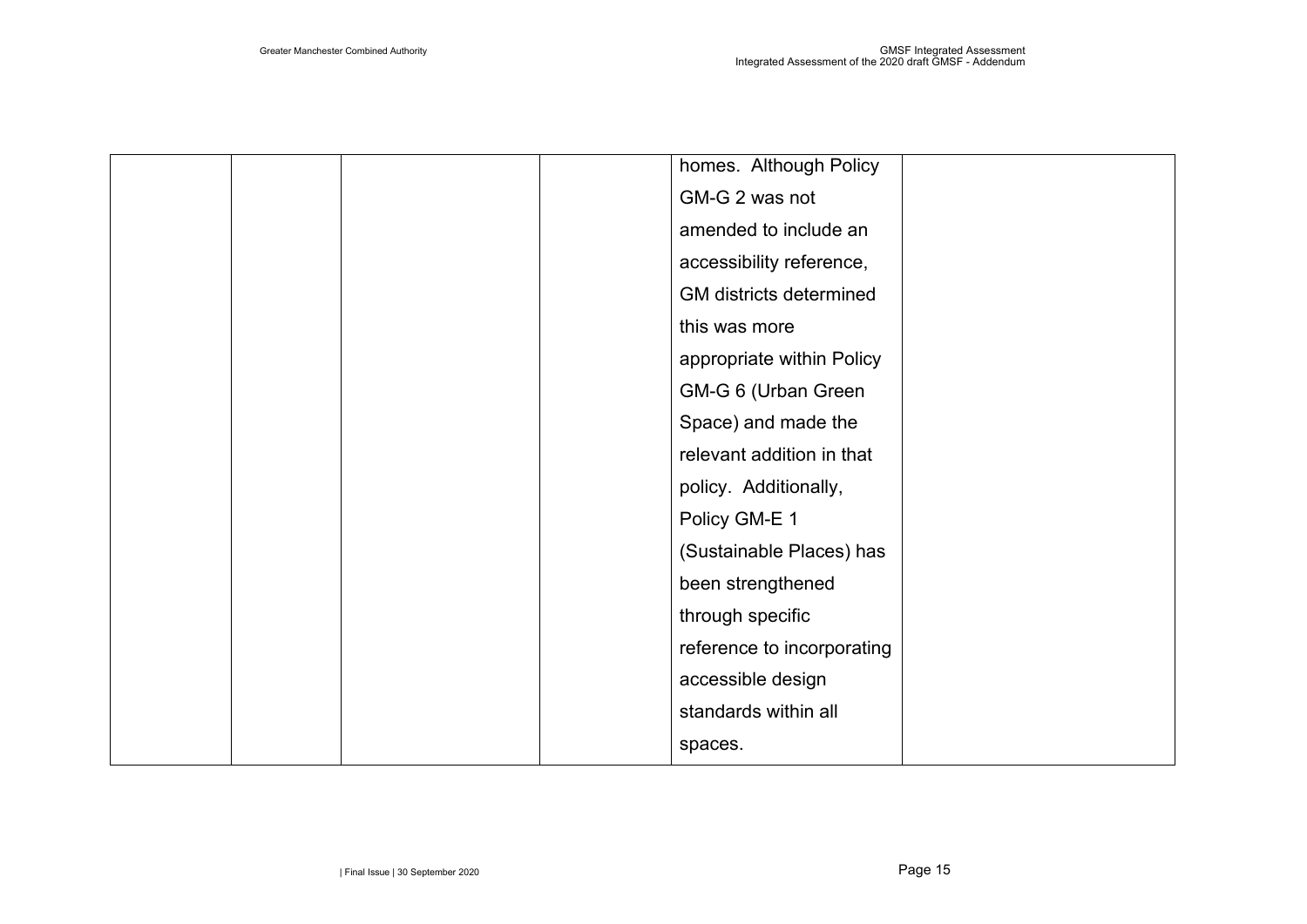| | | | | | |
|---|---|---|---|---|---|
| | | | | homes. Although Policy GM-G 2 was not amended to include an accessibility reference, GM districts determined this was more appropriate within Policy GM-G 6 (Urban Green Space) and made the relevant addition in that policy. Additionally, Policy GM-E 1 (Sustainable Places) has been strengthened through specific reference to incorporating accessible design standards within all spaces. | |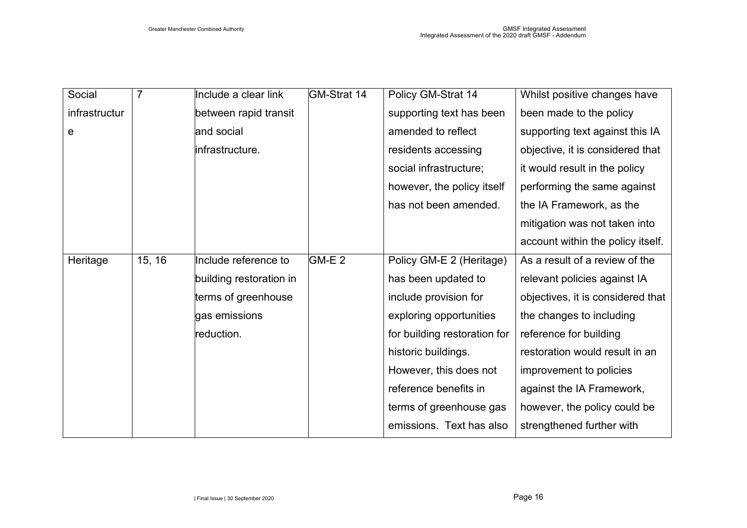| Social infrastructure | 7 | Include a clear link between rapid transit and social infrastructure. | GM-Strat 14 | Policy GM-Strat 14 supporting text has been amended to reflect residents accessing social infrastructure; however, the policy itself has not been amended. | Whilst positive changes have been made to the policy supporting text against this IA objective, it is considered that it would result in the policy performing the same against the IA Framework, as the mitigation was not taken into account within the policy itself. |
|---|---|---|---|---|---|
| Heritage | 15, 16 | Include reference to building restoration in terms of greenhouse gas emissions reduction. | GM-E 2 | Policy GM-E 2 (Heritage) has been updated to include provision for exploring opportunities for building restoration for historic buildings. However, this does not reference benefits in terms of greenhouse gas emissions. Text has also | As a result of a review of the relevant policies against IA objectives, it is considered that the changes to including reference for building restoration would result in an improvement to policies against the IA Framework, however, the policy could be strengthened further with |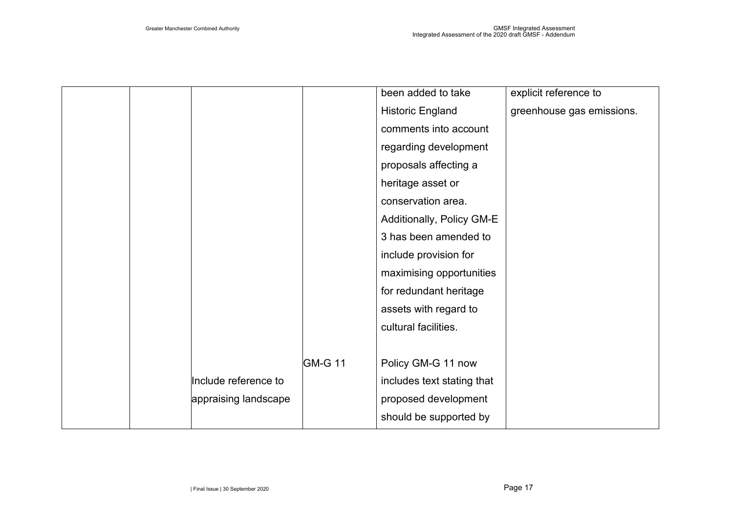| | | | | | |
|---|---|---|---|---|---|
| | | | | been added to take Historic England comments into account regarding development proposals affecting a heritage asset or conservation area. Additionally, Policy GM-E 3 has been amended to include provision for maximising opportunities for redundant heritage assets with regard to cultural facilities. | explicit reference to greenhouse gas emissions. |
| | | Include reference to appraising landscape | GM-G 11 | Policy GM-G 11 now includes text stating that proposed development should be supported by | |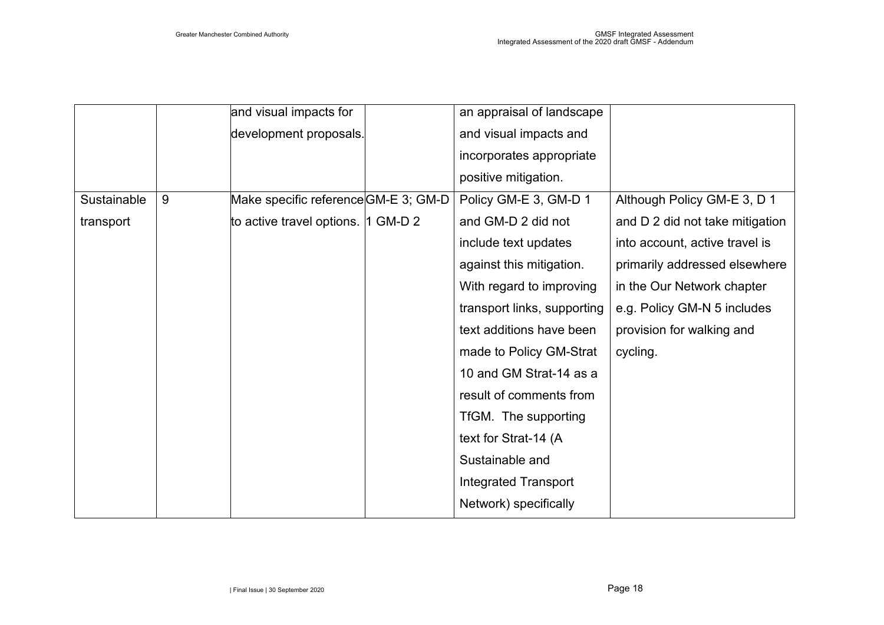| | | | | | |
|---|---|---|---|---|---|
| | | and visual impacts for development proposals. | | an appraisal of landscape and visual impacts and incorporates appropriate positive mitigation. | |
| Sustainable transport | 9 | Make specific reference to active travel options. | GM-E 3; GM-D 1 GM-D 2 | Policy GM-E 3, GM-D 1 and GM-D 2 did not include text updates against this mitigation. With regard to improving transport links, supporting text additions have been made to Policy GM-Strat 10 and GM Strat-14 as a result of comments from TfGM. The supporting text for Strat-14 (A Sustainable and Integrated Transport Network) specifically | Although Policy GM-E 3, D 1 and D 2 did not take mitigation into account, active travel is primarily addressed elsewhere in the Our Network chapter e.g. Policy GM-N 5 includes provision for walking and cycling. |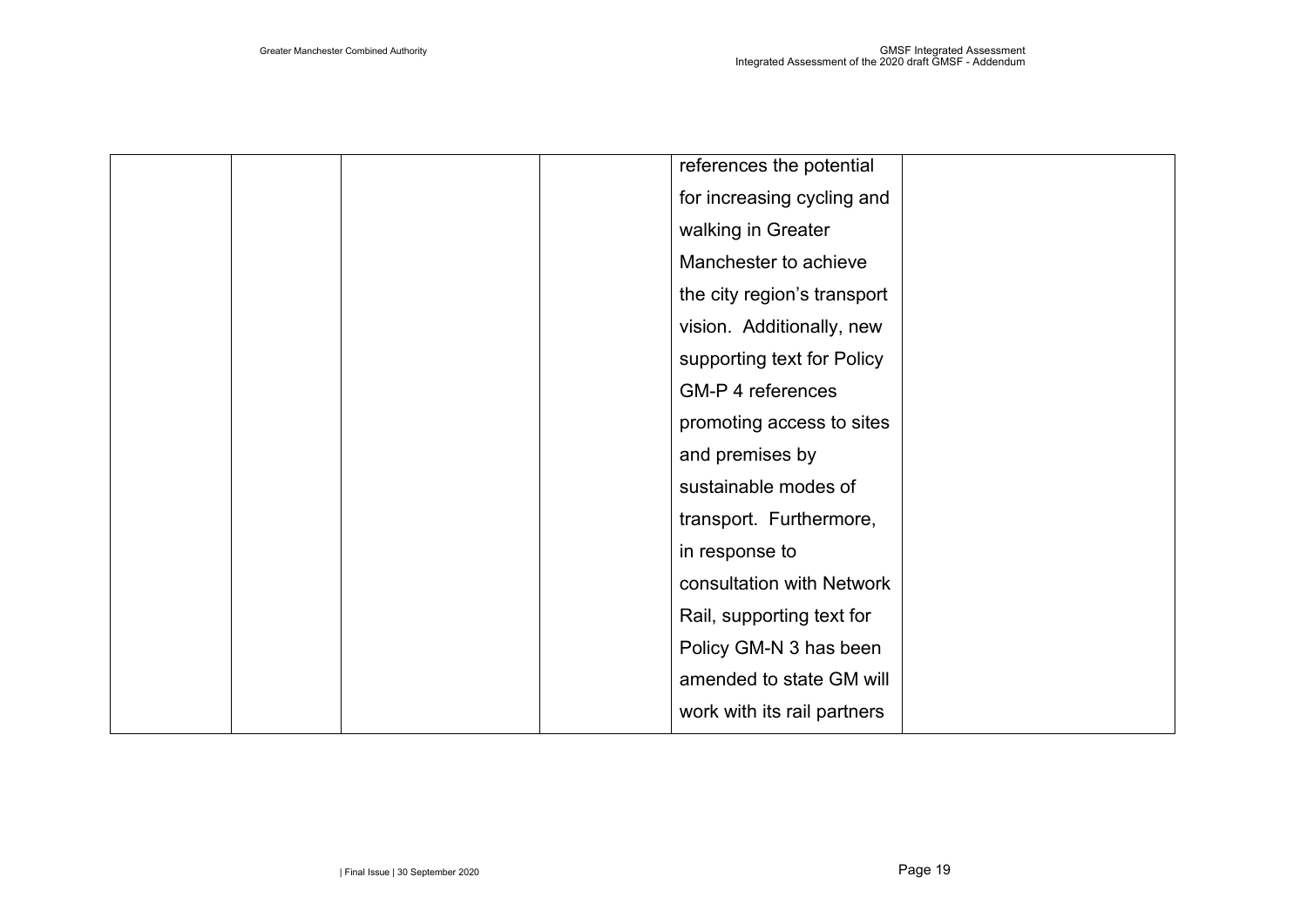| | | | | | |
|---|---|---|---|---|---|
| | | | | references the potential for increasing cycling and walking in Greater Manchester to achieve the city region's transport vision. Additionally, new supporting text for Policy GM-P 4 references promoting access to sites and premises by sustainable modes of transport. Furthermore, in response to consultation with Network Rail, supporting text for Policy GM-N 3 has been amended to state GM will work with its rail partners | |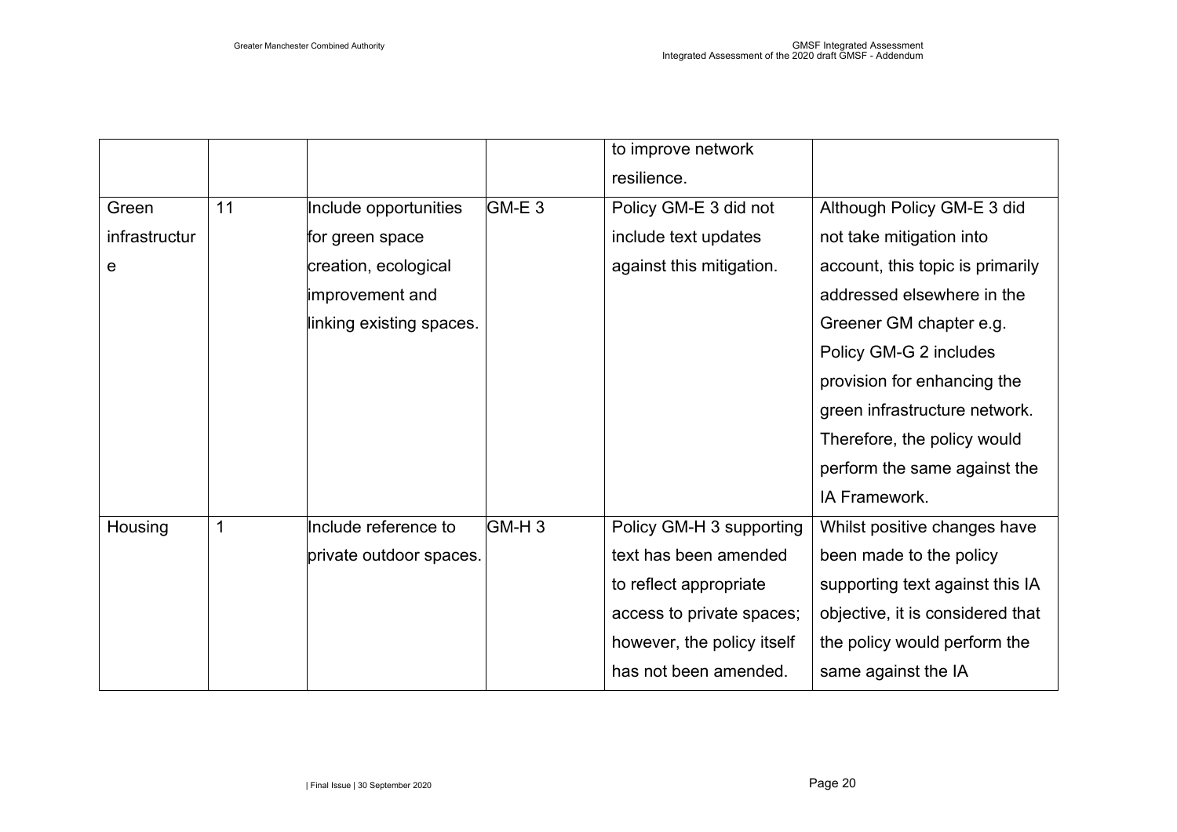| | | | | to improve network resilience. | |
|---|---|---|---|---|---|
| Green infrastructure | 11 | Include opportunities for green space creation, ecological improvement and linking existing spaces. | GM-E 3 | Policy GM-E 3 did not include text updates against this mitigation. | Although Policy GM-E 3 did not take mitigation into account, this topic is primarily addressed elsewhere in the Greener GM chapter e.g. Policy GM-G 2 includes provision for enhancing the green infrastructure network. Therefore, the policy would perform the same against the IA Framework. |
| Housing | 1 | Include reference to private outdoor spaces. | GM-H 3 | Policy GM-H 3 supporting text has been amended to reflect appropriate access to private spaces; however, the policy itself has not been amended. | Whilst positive changes have been made to the policy supporting text against this IA objective, it is considered that the policy would perform the same against the IA |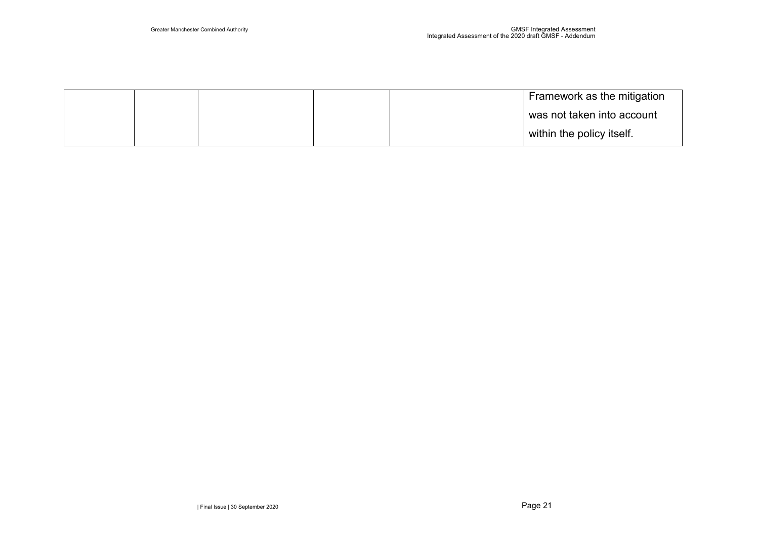| | | | | | |
|---|---|---|---|---|---|
| | | | | | Framework as the mitigation was not taken into account within the policy itself. |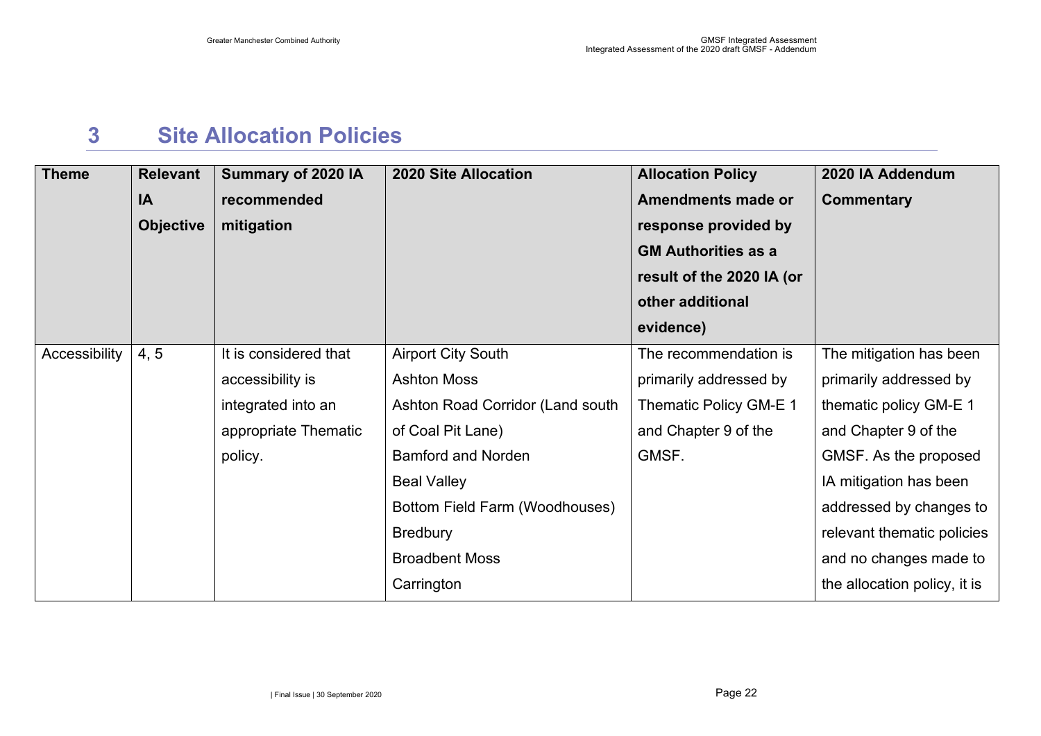# 3 Site Allocation Policies

| Theme | Relevant IA Objective | Summary of 2020 IA recommended mitigation | 2020 Site Allocation | Allocation Policy Amendments made or response provided by GM Authorities as a result of the 2020 IA (or other additional evidence) | 2020 IA Addendum Commentary |
|---|---|---|---|---|---|
| Accessibility | 4, 5 | It is considered that accessibility is integrated into an appropriate Thematic policy. | Airport City South<br>Ashton Moss<br>Ashton Road Corridor (Land south of Coal Pit Lane)<br>Bamford and Norden<br>Beal Valley<br>Bottom Field Farm (Woodhouses)<br>Bredbury<br>Broadbent Moss<br>Carrington | The recommendation is primarily addressed by Thematic Policy GM-E 1 and Chapter 9 of the GMSF. | The mitigation has been primarily addressed by thematic policy GM-E 1 and Chapter 9 of the GMSF. As the proposed IA mitigation has been addressed by changes to relevant thematic policies and no changes made to the allocation policy, it is |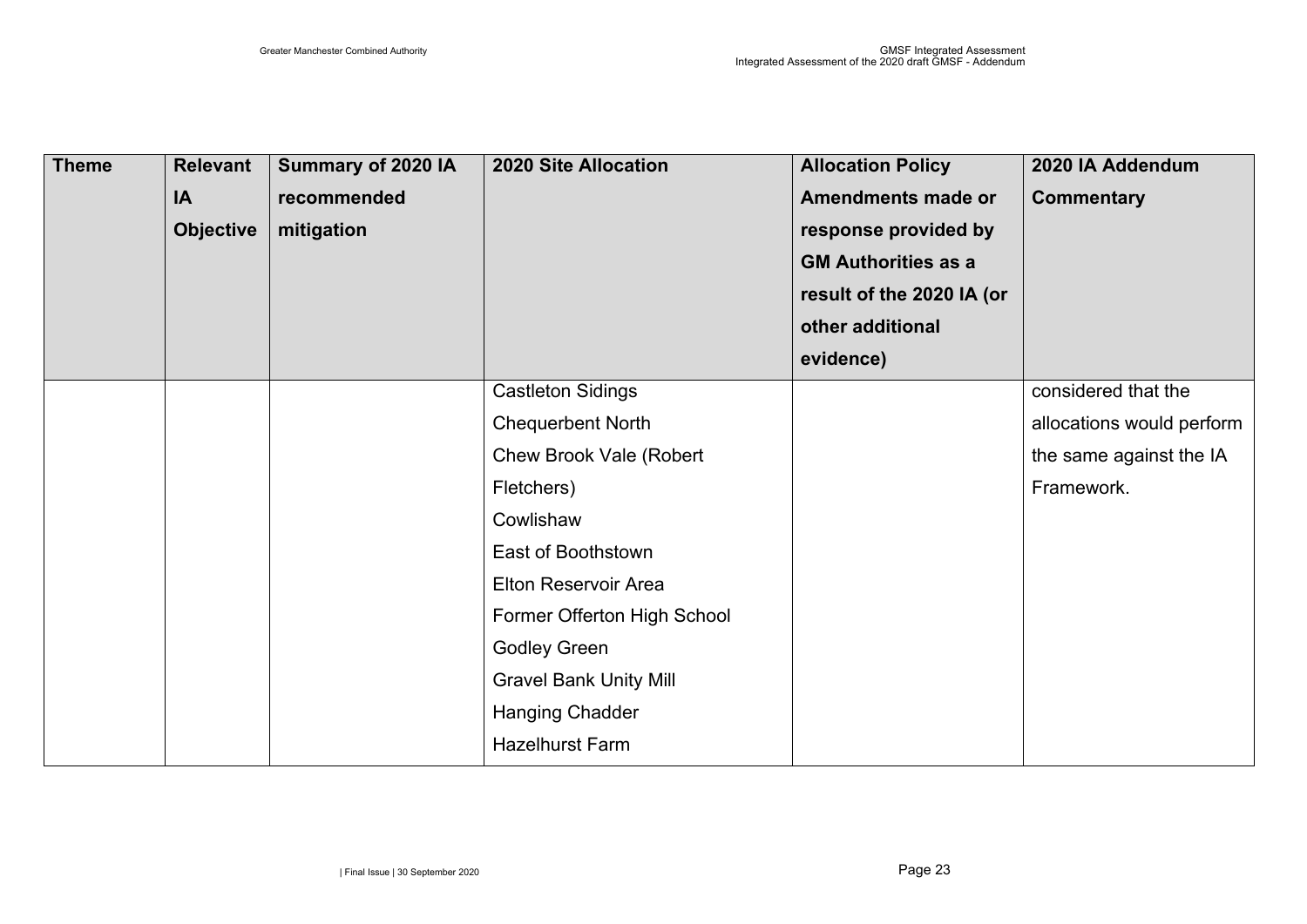| Theme | Relevant IA Objective | Summary of 2020 IA recommended mitigation | 2020 Site Allocation | Allocation Policy Amendments made or response provided by GM Authorities as a result of the 2020 IA (or other additional evidence) | 2020 IA Addendum Commentary |
|---|---|---|---|---|---|
| | | | Castleton Sidings<br>Chequerbent North<br>Chew Brook Vale (Robert Fletchers)<br>Cowlishaw<br>East of Boothstown<br>Elton Reservoir Area<br>Former Offerton High School<br>Godley Green<br>Gravel Bank Unity Mill<br>Hanging Chadder<br>Hazelhurst Farm | | considered that the allocations would perform the same against the IA Framework. |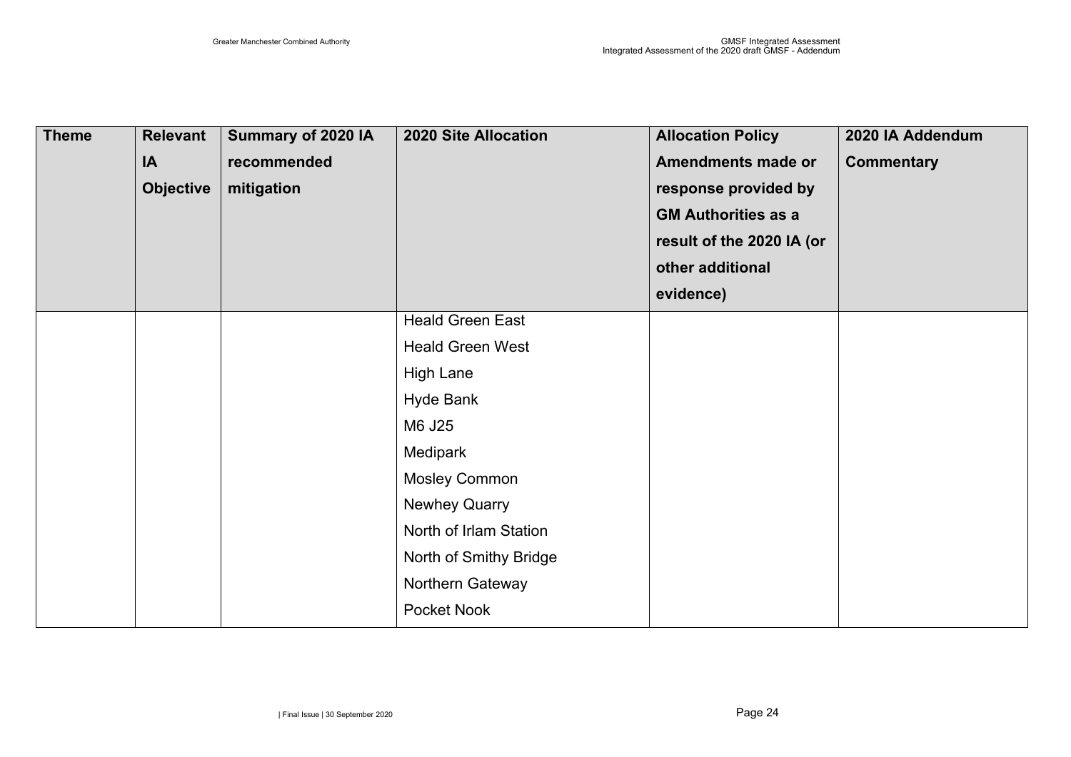| Theme | Relevant IA Objective | Summary of 2020 IA recommended mitigation | 2020 Site Allocation | Allocation Policy Amendments made or response provided by GM Authorities as a result of the 2020 IA (or other additional evidence) | 2020 IA Addendum Commentary |
|---|---|---|---|---|---|
| | | | Heald Green East<br>Heald Green West<br>High Lane<br>Hyde Bank<br>M6 J25<br>Medipark<br>Mosley Common<br>Newhey Quarry<br>North of Irlam Station<br>North of Smithy Bridge<br>Northern Gateway<br>Pocket Nook | | |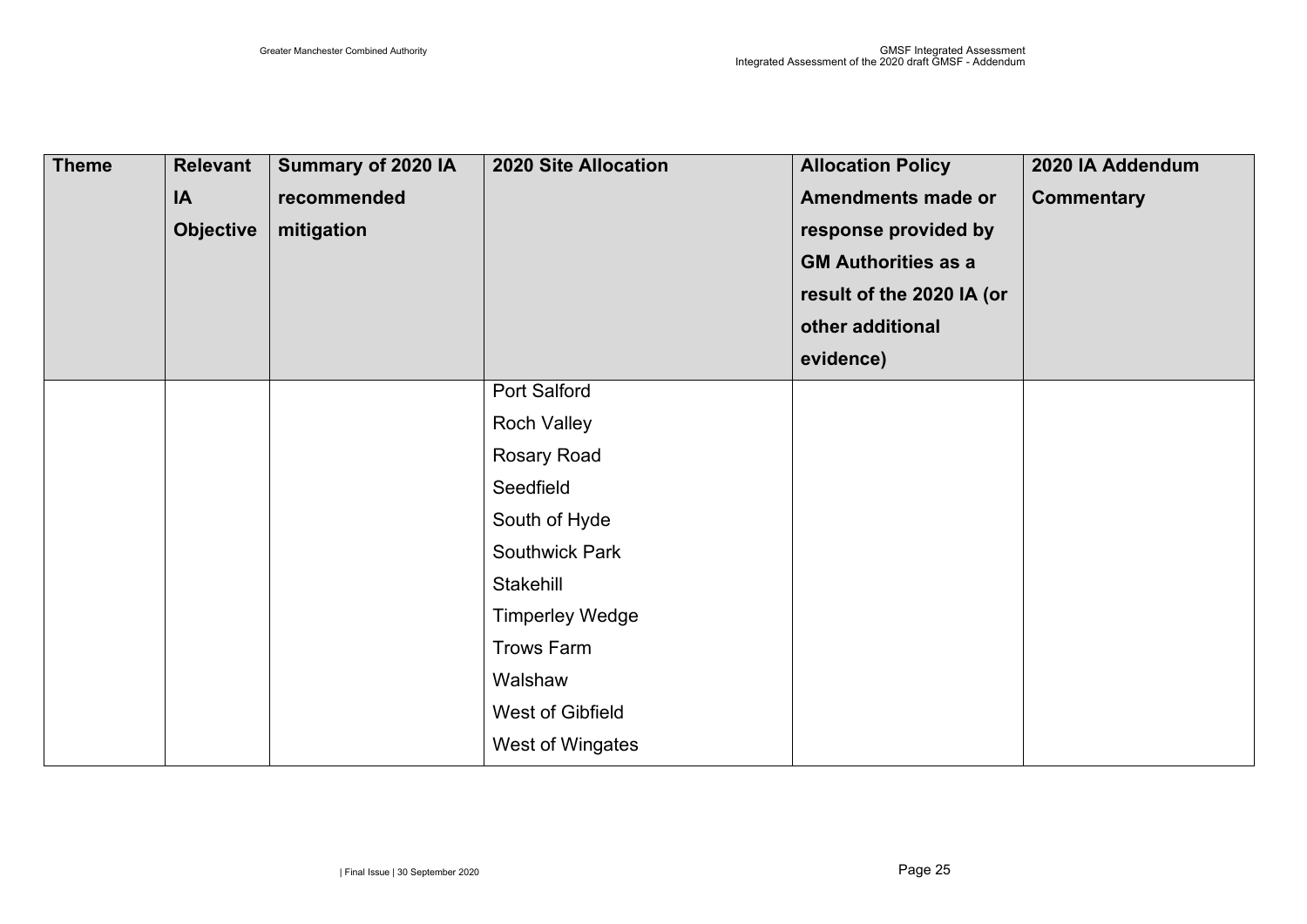| Theme | Relevant IA Objective | Summary of 2020 IA recommended mitigation | 2020 Site Allocation | Allocation Policy Amendments made or response provided by GM Authorities as a result of the 2020 IA (or other additional evidence) | 2020 IA Addendum Commentary |
|---|---|---|---|---|---|
| | | | Port Salford<br>Roch Valley<br>Rosary Road<br>Seedfield<br>South of Hyde<br>Southwick Park<br>Stakehill<br>Timperley Wedge<br>Trows Farm<br>Walshaw<br>West of Gibfield<br>West of Wingates | | |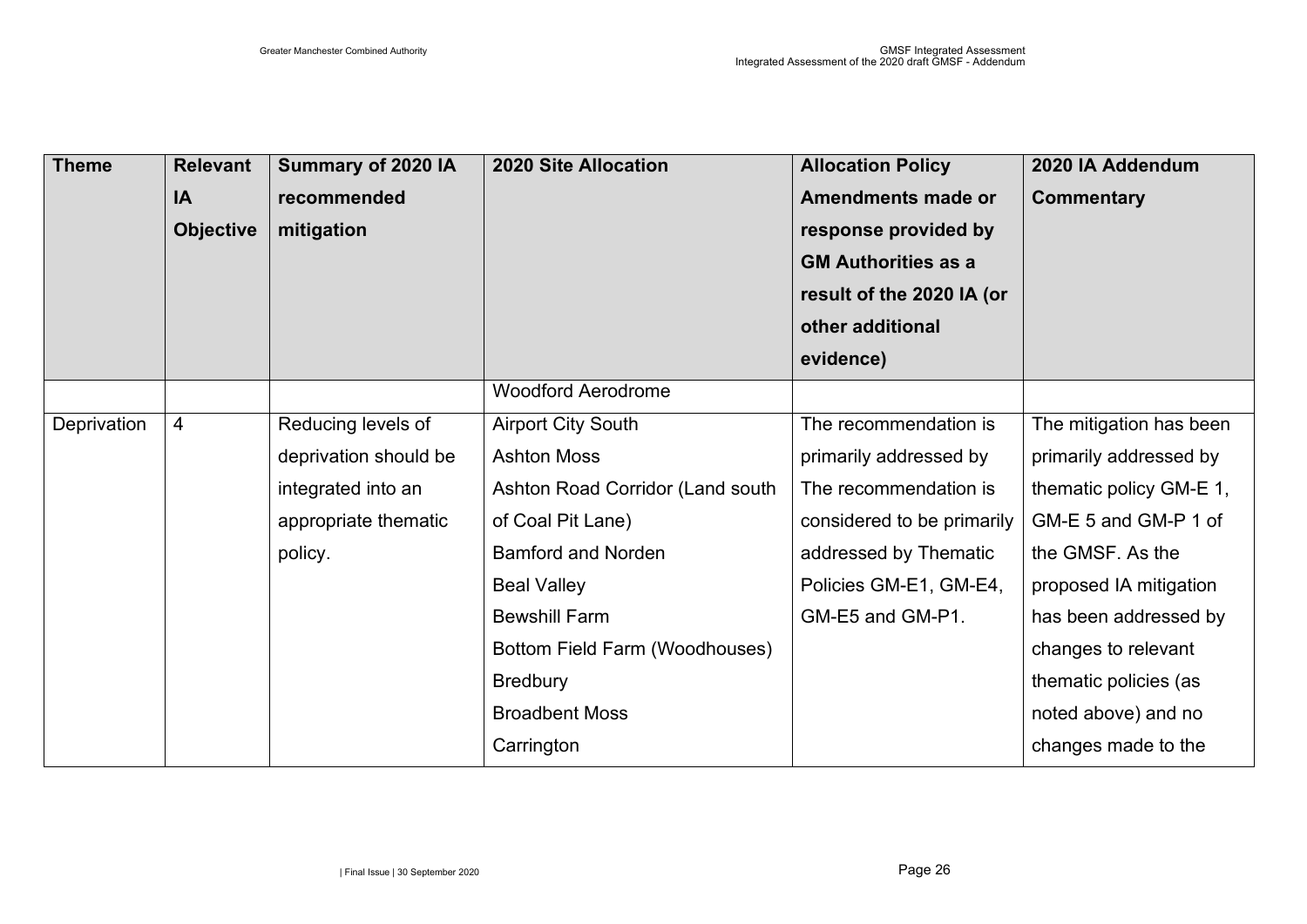| Theme | Relevant IA Objective | Summary of 2020 IA recommended mitigation | 2020 Site Allocation | Allocation Policy Amendments made or response provided by GM Authorities as a result of the 2020 IA (or other additional evidence) | 2020 IA Addendum Commentary |
|---|---|---|---|---|---|
| | | | Woodford Aerodrome | | |
| Deprivation | 4 | Reducing levels of deprivation should be integrated into an appropriate thematic policy. | Airport City South<br>Ashton Moss<br>Ashton Road Corridor (Land south of Coal Pit Lane)<br>Bamford and Norden<br>Beal Valley<br>Bewshill Farm<br>Bottom Field Farm (Woodhouses)<br>Bredbury<br>Broadbent Moss<br>Carrington | The recommendation is primarily addressed by The recommendation is considered to be primarily addressed by Thematic Policies GM-E1, GM-E4, GM-E5 and GM-P1. | The mitigation has been primarily addressed by thematic policy GM-E 1, GM-E 5 and GM-P 1 of the GMSF. As the proposed IA mitigation has been addressed by changes to relevant thematic policies (as noted above) and no changes made to the |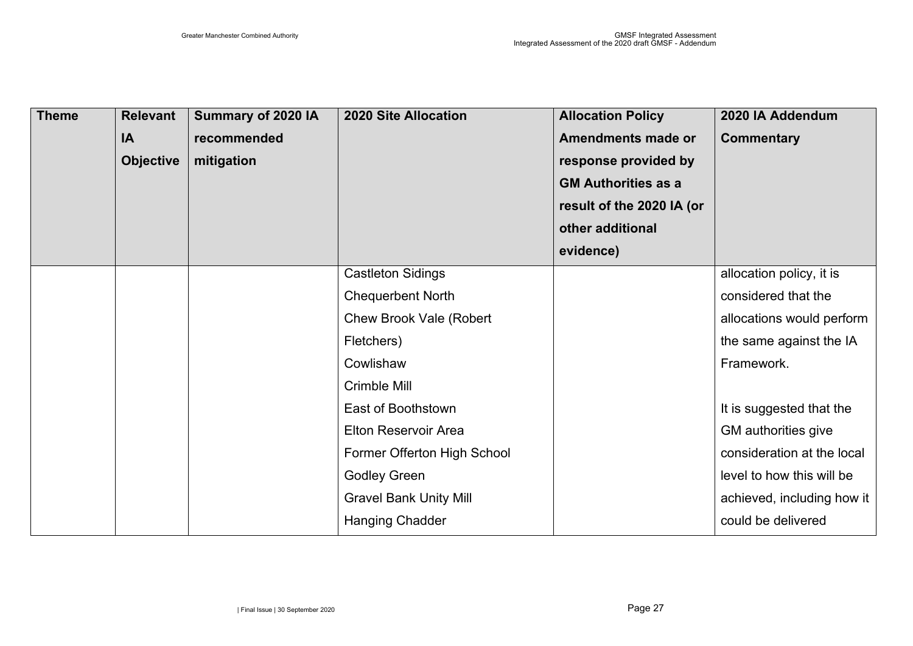| Theme | Relevant IA Objective | Summary of 2020 IA recommended mitigation | 2020 Site Allocation | Allocation Policy Amendments made or response provided by GM Authorities as a result of the 2020 IA (or other additional evidence) | 2020 IA Addendum Commentary |
|---|---|---|---|---|---|
| | | | Castleton Sidings<br>Chequerbent North<br>Chew Brook Vale (Robert Fletchers)<br>Cowlishaw<br>Crimble Mill<br>East of Boothstown<br>Elton Reservoir Area<br>Former Offerton High School<br>Godley Green<br>Gravel Bank Unity Mill<br>Hanging Chadder | | allocation policy, it is considered that the allocations would perform the same against the IA Framework.<br><br>It is suggested that the GM authorities give consideration at the local level to how this will be achieved, including how it could be delivered |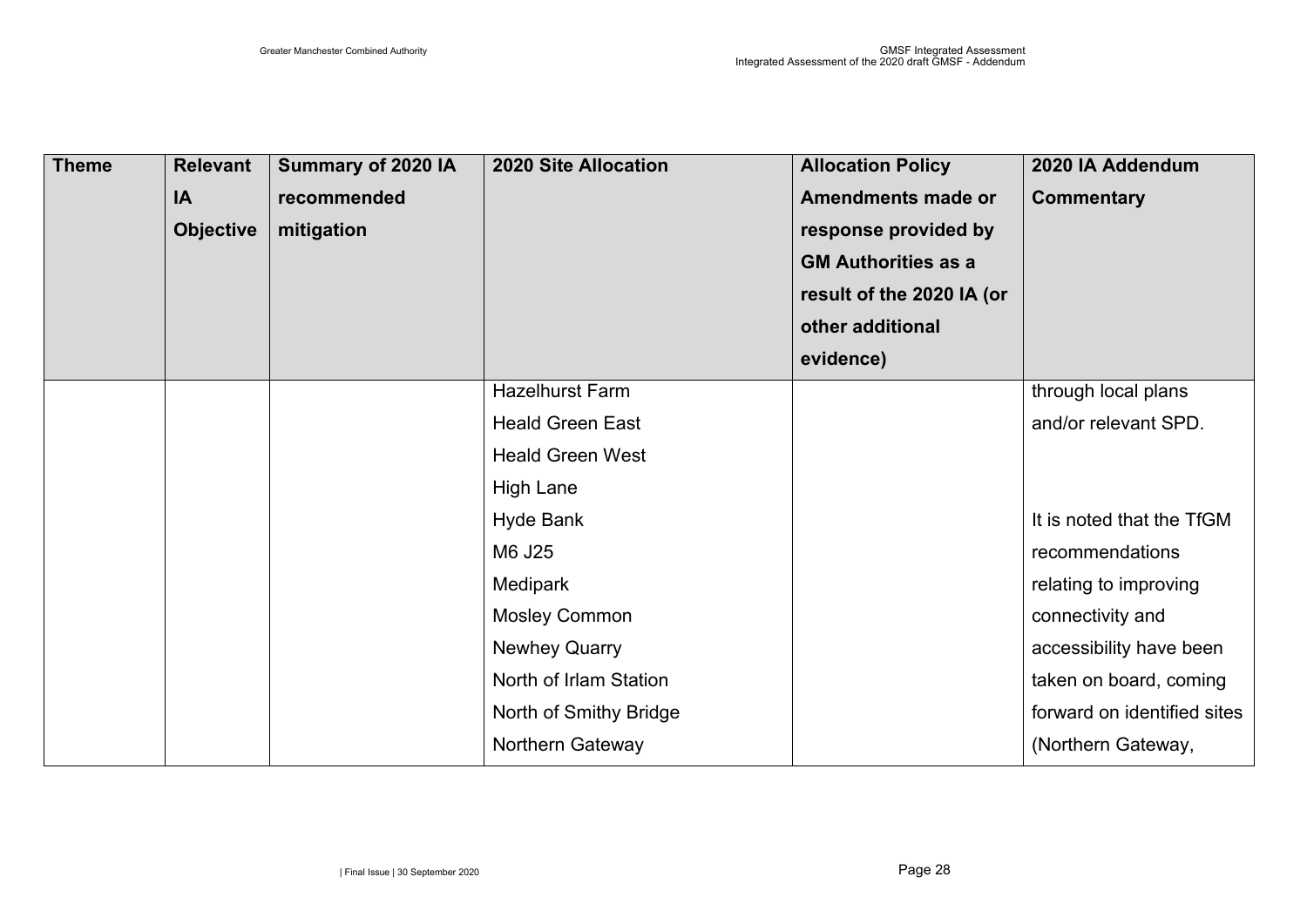| Theme | Relevant IA Objective | Summary of 2020 IA recommended mitigation | 2020 Site Allocation | Allocation Policy Amendments made or response provided by GM Authorities as a result of the 2020 IA (or other additional evidence) | 2020 IA Addendum Commentary |
|---|---|---|---|---|---|
| | | | Hazelhurst Farm<br>Heald Green East<br>Heald Green West<br>High Lane<br>Hyde Bank<br>M6 J25<br>Medipark<br>Mosley Common<br>Newhey Quarry<br>North of Irlam Station<br>North of Smithy Bridge<br>Northern Gateway | | through local plans and/or relevant SPD.<br><br>It is noted that the TfGM recommendations relating to improving connectivity and accessibility have been taken on board, coming forward on identified sites (Northern Gateway, |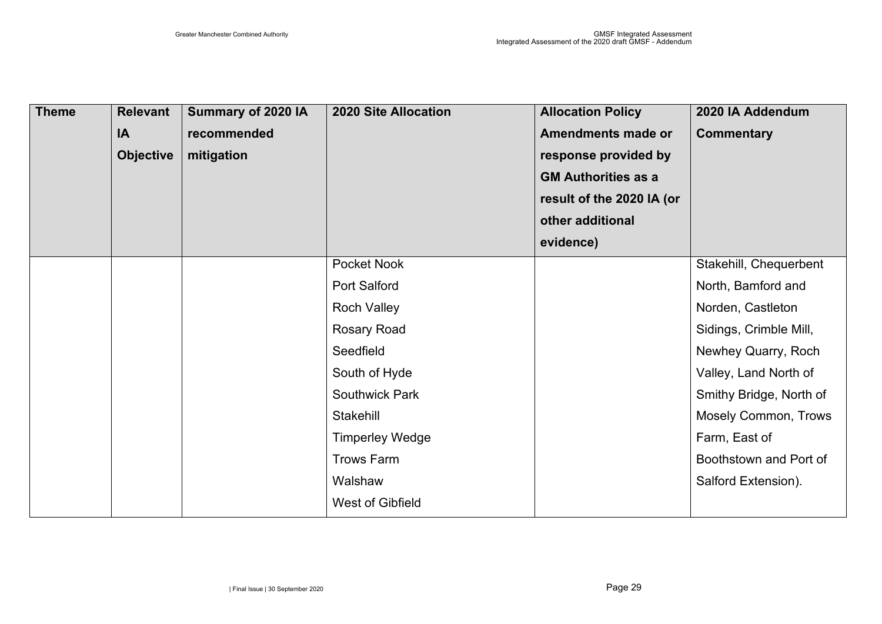| Theme | Relevant IA Objective | Summary of 2020 IA recommended mitigation | 2020 Site Allocation | Allocation Policy Amendments made or response provided by GM Authorities as a result of the 2020 IA (or other additional evidence) | 2020 IA Addendum Commentary |
|---|---|---|---|---|---|
| | | | Pocket Nook<br>Port Salford<br>Roch Valley<br>Rosary Road<br>Seedfield<br>South of Hyde<br>Southwick Park<br>Stakehill<br>Timperley Wedge<br>Trows Farm<br>Walshaw<br>West of Gibfield | | Stakehill, Chequerbent North, Bamford and Norden, Castleton Sidings, Crimble Mill, Newhey Quarry, Roch Valley, Land North of Smithy Bridge, North of Mosely Common, Trows Farm, East of Boothstown and Port of Salford Extension). |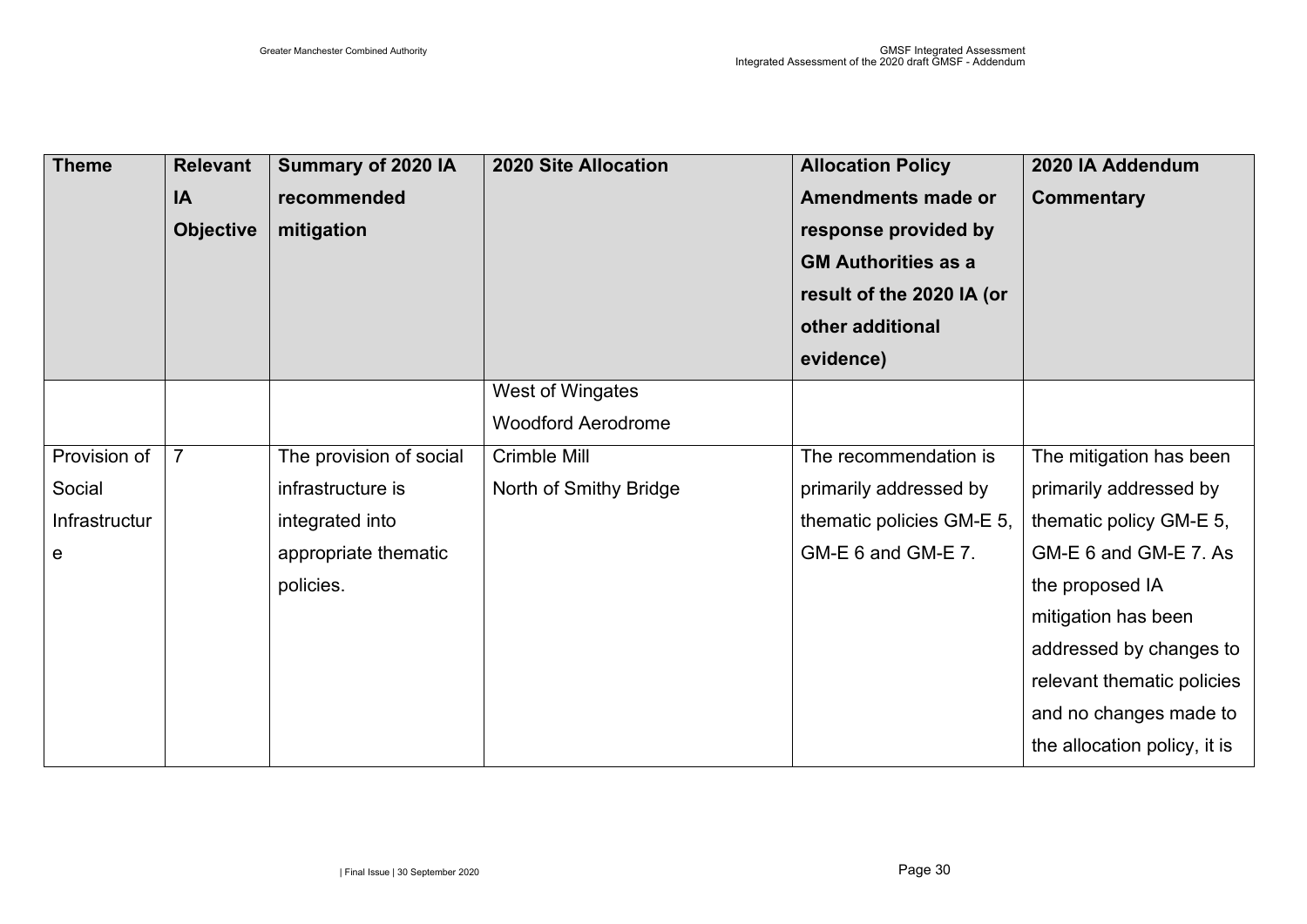| Theme | Relevant IA Objective | Summary of 2020 IA recommended mitigation | 2020 Site Allocation | Allocation Policy Amendments made or response provided by GM Authorities as a result of the 2020 IA (or other additional evidence) | 2020 IA Addendum Commentary |
|---|---|---|---|---|---|
| | | | West of Wingates<br>Woodford Aerodrome | | |
| Provision of Social Infrastructure | 7 | The provision of social infrastructure is integrated into appropriate thematic policies. | Crimble Mill<br>North of Smithy Bridge | The recommendation is primarily addressed by thematic policies GM-E 5, GM-E 6 and GM-E 7. | The mitigation has been primarily addressed by thematic policy GM-E 5, GM-E 6 and GM-E 7. As the proposed IA mitigation has been addressed by changes to relevant thematic policies and no changes made to the allocation policy, it is |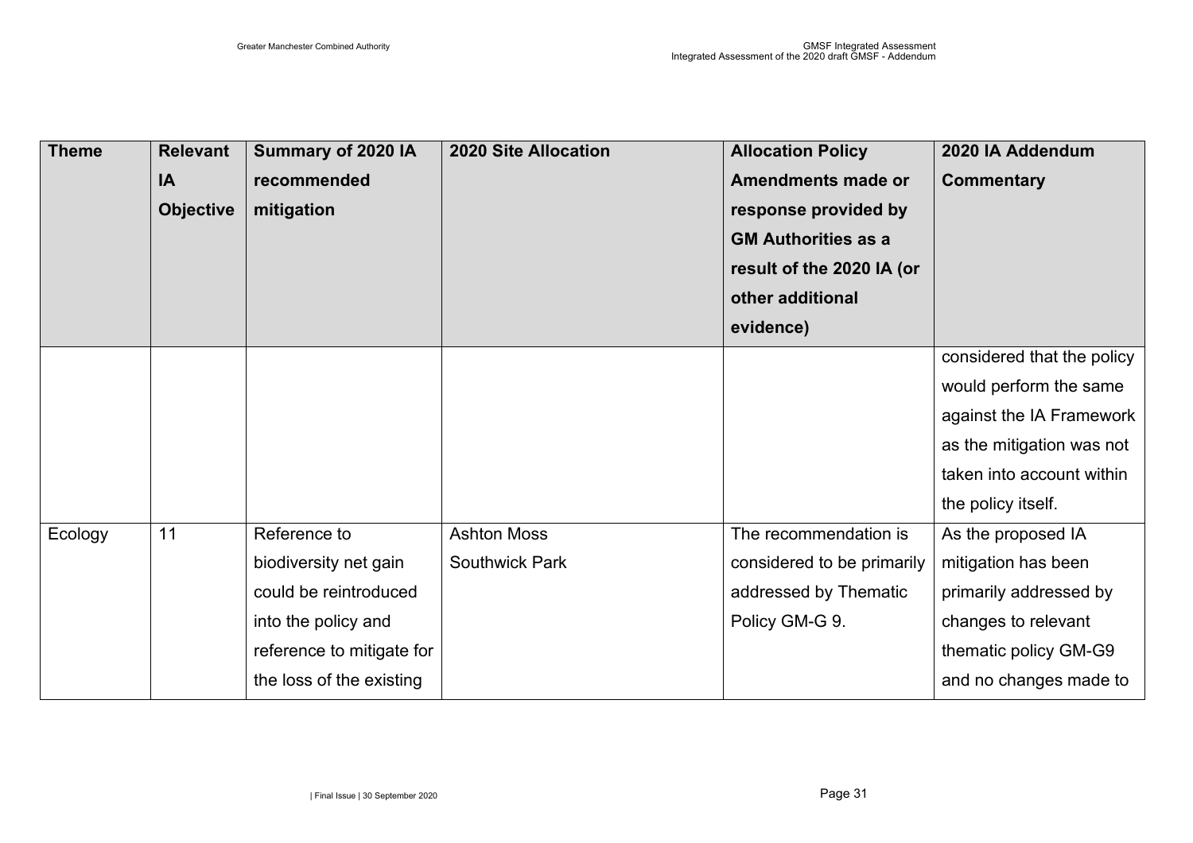| Theme | Relevant IA Objective | Summary of 2020 IA recommended mitigation | 2020 Site Allocation | Allocation Policy Amendments made or response provided by GM Authorities as a result of the 2020 IA (or other additional evidence) | 2020 IA Addendum Commentary |
| --- | --- | --- | --- | --- | --- |
| | | | | | considered that the policy would perform the same against the IA Framework as the mitigation was not taken into account within the policy itself. |
| Ecology | 11 | Reference to biodiversity net gain could be reintroduced into the policy and reference to mitigate for the loss of the existing | Ashton Moss Southwick Park | The recommendation is considered to be primarily addressed by Thematic Policy GM-G 9. | As the proposed IA mitigation has been primarily addressed by changes to relevant thematic policy GM-G9 and no changes made to |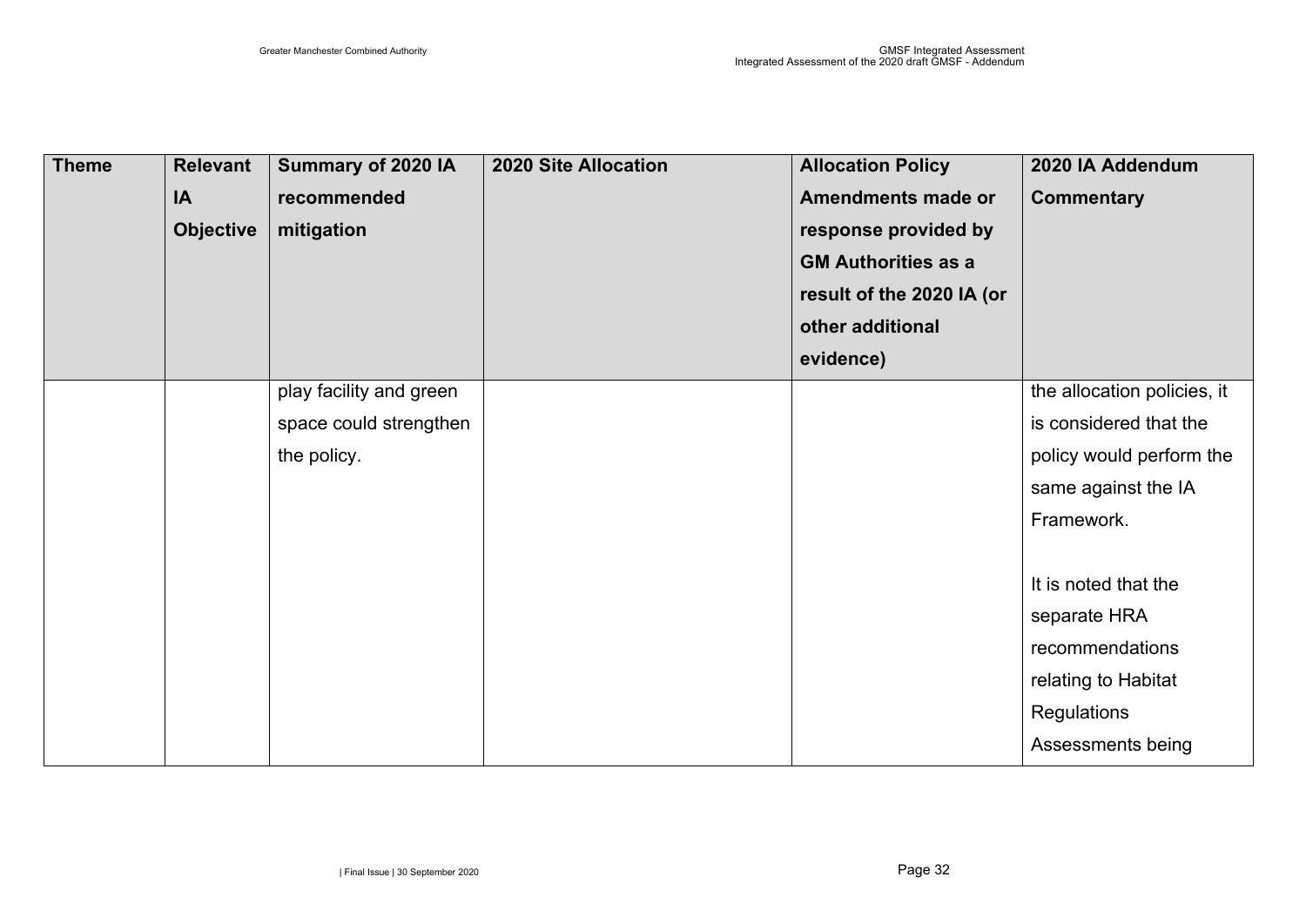| Theme | Relevant IA Objective | Summary of 2020 IA recommended mitigation | 2020 Site Allocation | Allocation Policy Amendments made or response provided by GM Authorities as a result of the 2020 IA (or other additional evidence) | 2020 IA Addendum Commentary |
|---|---|---|---|---|---|
| | | play facility and green space could strengthen the policy. | | | the allocation policies, it is considered that the policy would perform the same against the IA Framework.<br><br>It is noted that the separate HRA recommendations relating to Habitat Regulations Assessments being |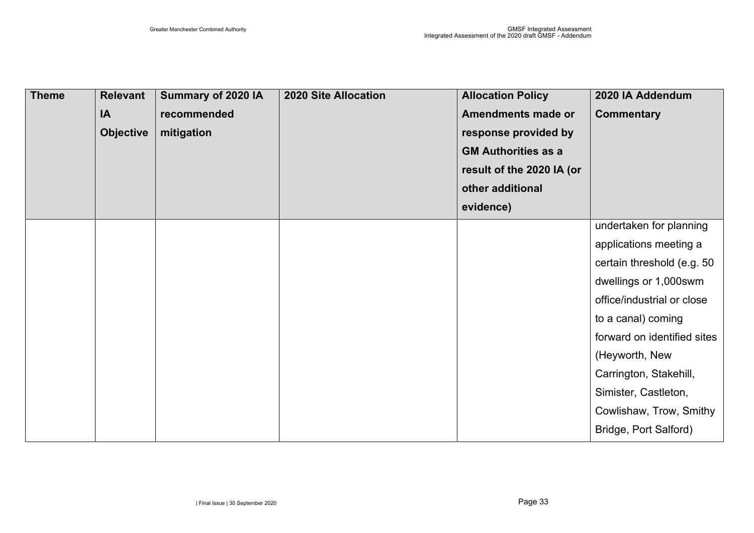| Theme | Relevant IA Objective | Summary of 2020 IA recommended mitigation | 2020 Site Allocation | Allocation Policy Amendments made or response provided by GM Authorities as a result of the 2020 IA (or other additional evidence) | 2020 IA Addendum Commentary |
| --- | --- | --- | --- | --- | --- |
| | | | | | undertaken for planning applications meeting a certain threshold (e.g. 50 dwellings or 1,000swm office/industrial or close to a canal) coming forward on identified sites (Heyworth, New Carrington, Stakehill, Simister, Castleton, Cowlishaw, Trow, Smithy Bridge, Port Salford) |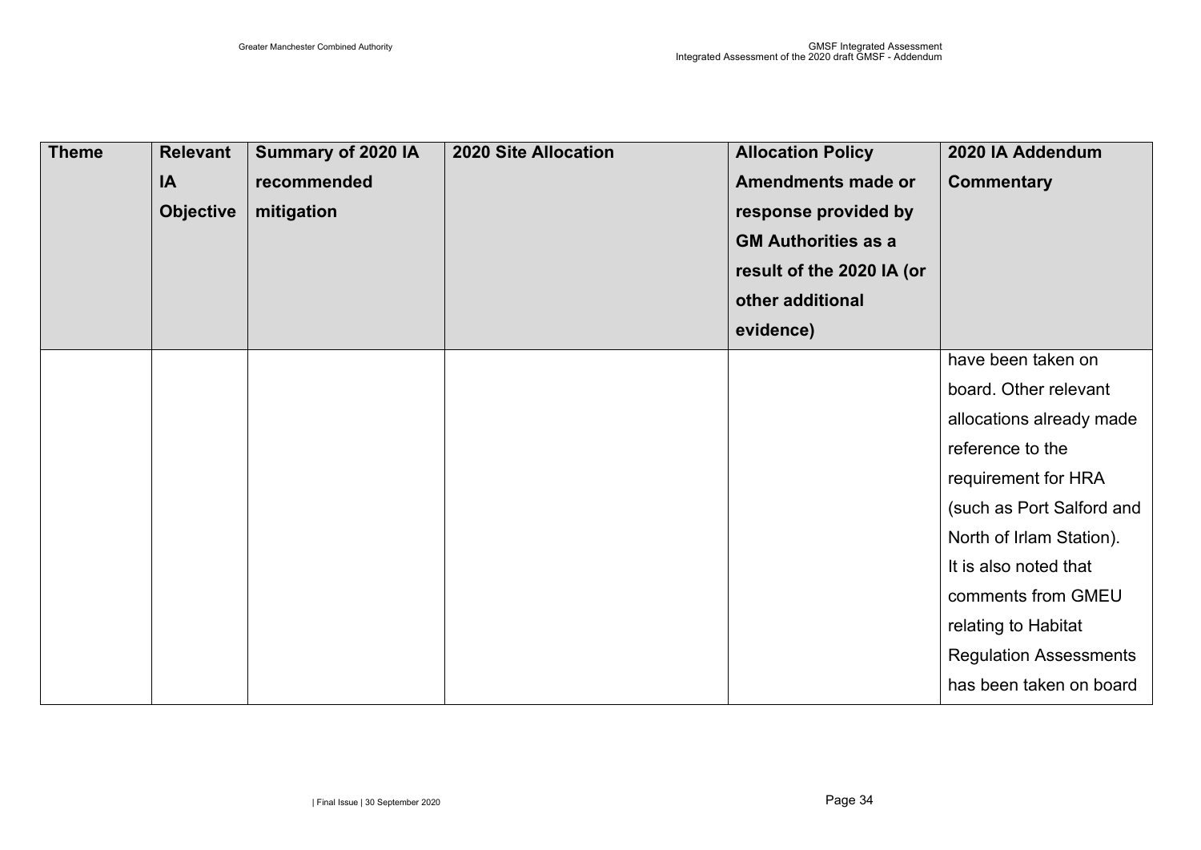| Theme | Relevant IA Objective | Summary of 2020 IA recommended mitigation | 2020 Site Allocation | Allocation Policy Amendments made or response provided by GM Authorities as a result of the 2020 IA (or other additional evidence) | 2020 IA Addendum Commentary |
|---|---|---|---|---|---|
| | | | | | have been taken on board. Other relevant allocations already made reference to the requirement for HRA (such as Port Salford and North of Irlam Station). It is also noted that comments from GMEU relating to Habitat Regulation Assessments has been taken on board |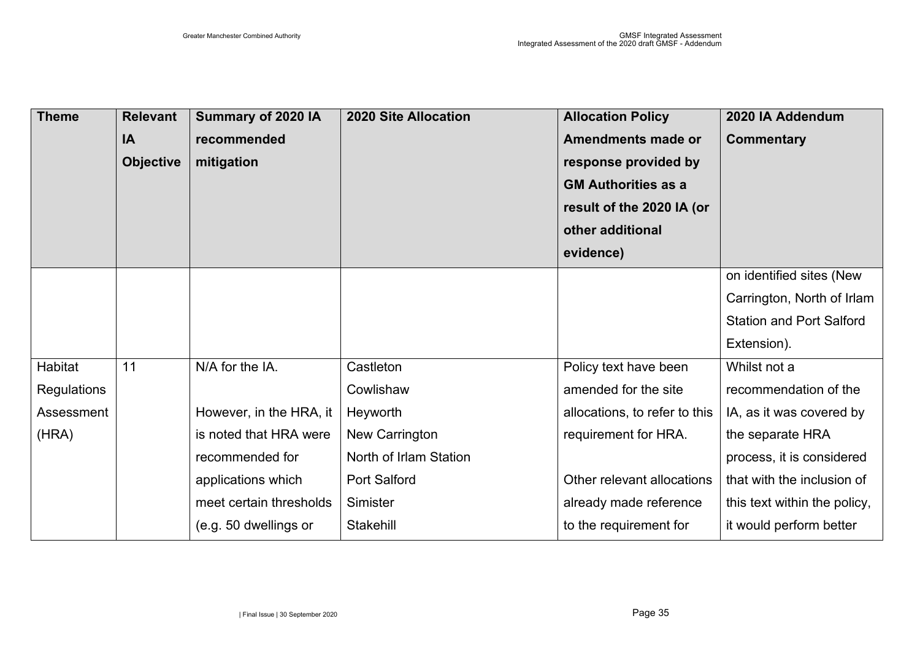| Theme | Relevant IA Objective | Summary of 2020 IA recommended mitigation | 2020 Site Allocation | Allocation Policy Amendments made or response provided by GM Authorities as a result of the 2020 IA (or other additional evidence) | 2020 IA Addendum Commentary |
|---|---|---|---|---|---|
| | | | | | on identified sites (New Carrington, North of Irlam Station and Port Salford Extension). |
| Habitat Regulations Assessment (HRA) | 11 | N/A for the IA.<br><br>However, in the HRA, it is noted that HRA were recommended for applications which meet certain thresholds (e.g. 50 dwellings or | Castleton<br>Cowlishaw<br>Heyworth<br>New Carrington<br>North of Irlam Station<br>Port Salford<br>Simister<br>Stakehill | Policy text have been amended for the site allocations, to refer to this requirement for HRA.<br><br>Other relevant allocations already made reference to the requirement for | Whilst not a recommendation of the IA, as it was covered by the separate HRA process, it is considered that with the inclusion of this text within the policy, it would perform better |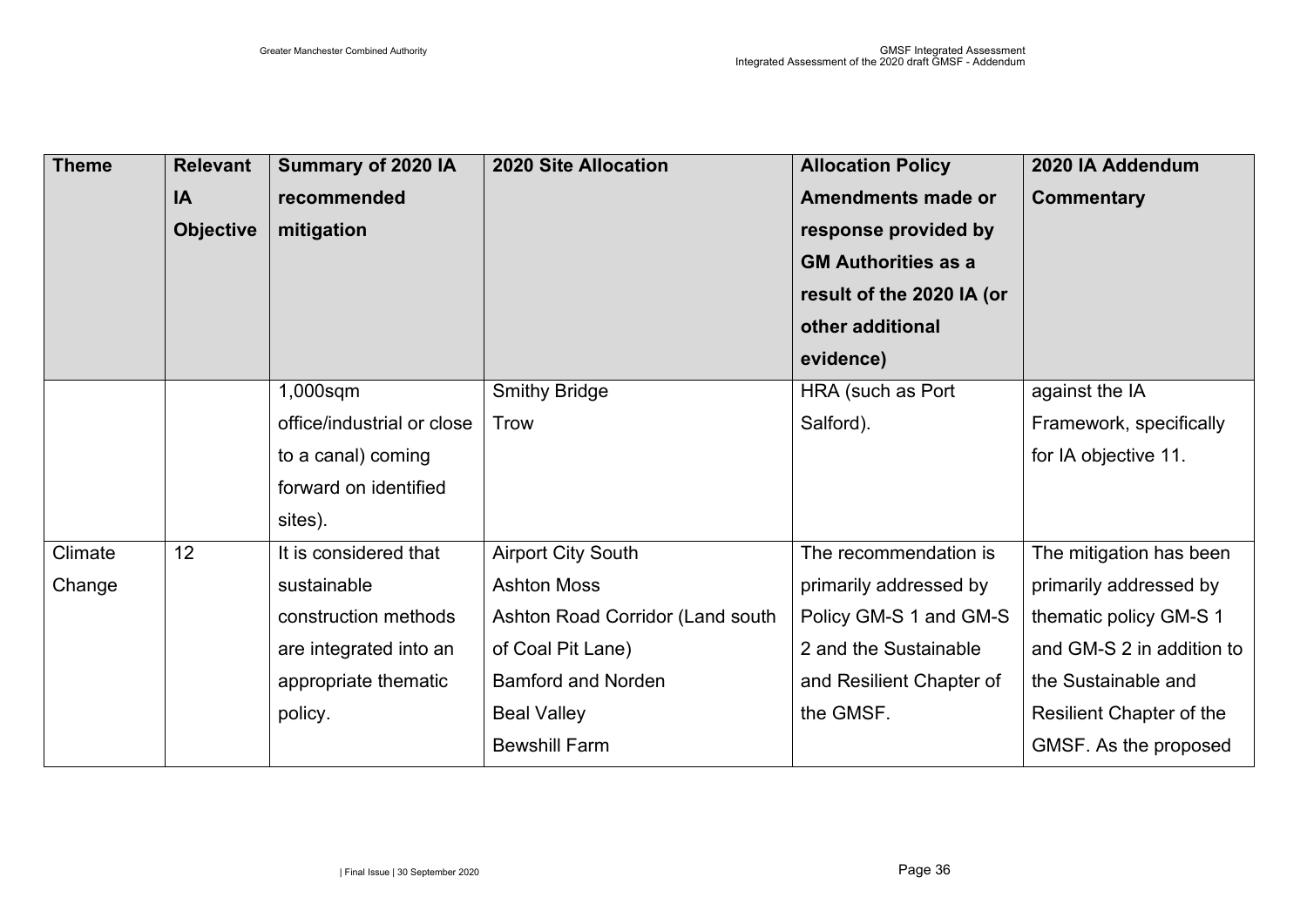| Theme | Relevant IA Objective | Summary of 2020 IA recommended mitigation | 2020 Site Allocation | Allocation Policy Amendments made or response provided by GM Authorities as a result of the 2020 IA (or other additional evidence) | 2020 IA Addendum Commentary |
|---|---|---|---|---|---|
| | | 1,000sqm office/industrial or close to a canal) coming forward on identified sites). | Smithy Bridge<br>Trow | HRA (such as Port Salford). | against the IA Framework, specifically for IA objective 11. |
| Climate Change | 12 | It is considered that sustainable construction methods are integrated into an appropriate thematic policy. | Airport City South<br>Ashton Moss<br>Ashton Road Corridor (Land south of Coal Pit Lane)<br>Bamford and Norden<br>Beal Valley<br>Bewshill Farm | The recommendation is primarily addressed by Policy GM-S 1 and GM-S 2 and the Sustainable and Resilient Chapter of the GMSF. | The mitigation has been primarily addressed by thematic policy GM-S 1 and GM-S 2 in addition to the Sustainable and Resilient Chapter of the GMSF. As the proposed |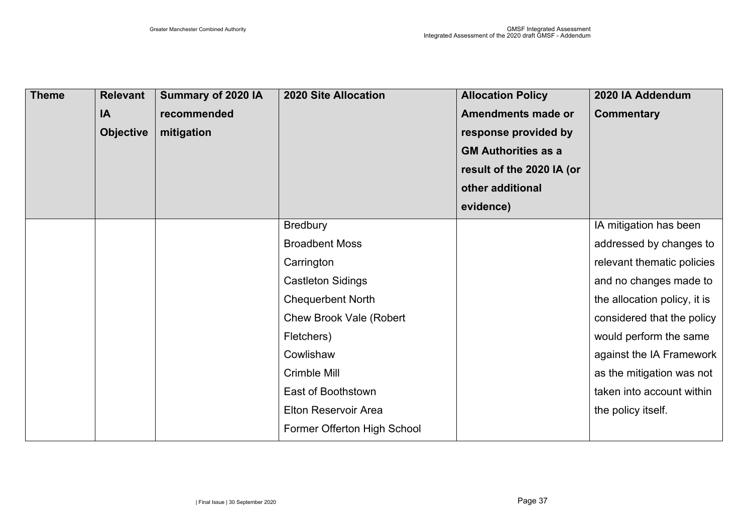| Theme | Relevant IA Objective | Summary of 2020 IA recommended mitigation | 2020 Site Allocation | Allocation Policy Amendments made or response provided by GM Authorities as a result of the 2020 IA (or other additional evidence) | 2020 IA Addendum Commentary |
| --- | --- | --- | --- | --- | --- |
| | | | Bredbury<br>Broadbent Moss<br>Carrington<br>Castleton Sidings<br>Chequerbent North<br>Chew Brook Vale (Robert Fletchers)<br>Cowlishaw<br>Crimble Mill<br>East of Boothstown<br>Elton Reservoir Area<br>Former Offerton High School | | IA mitigation has been addressed by changes to relevant thematic policies and no changes made to the allocation policy, it is considered that the policy would perform the same against the IA Framework as the mitigation was not taken into account within the policy itself. |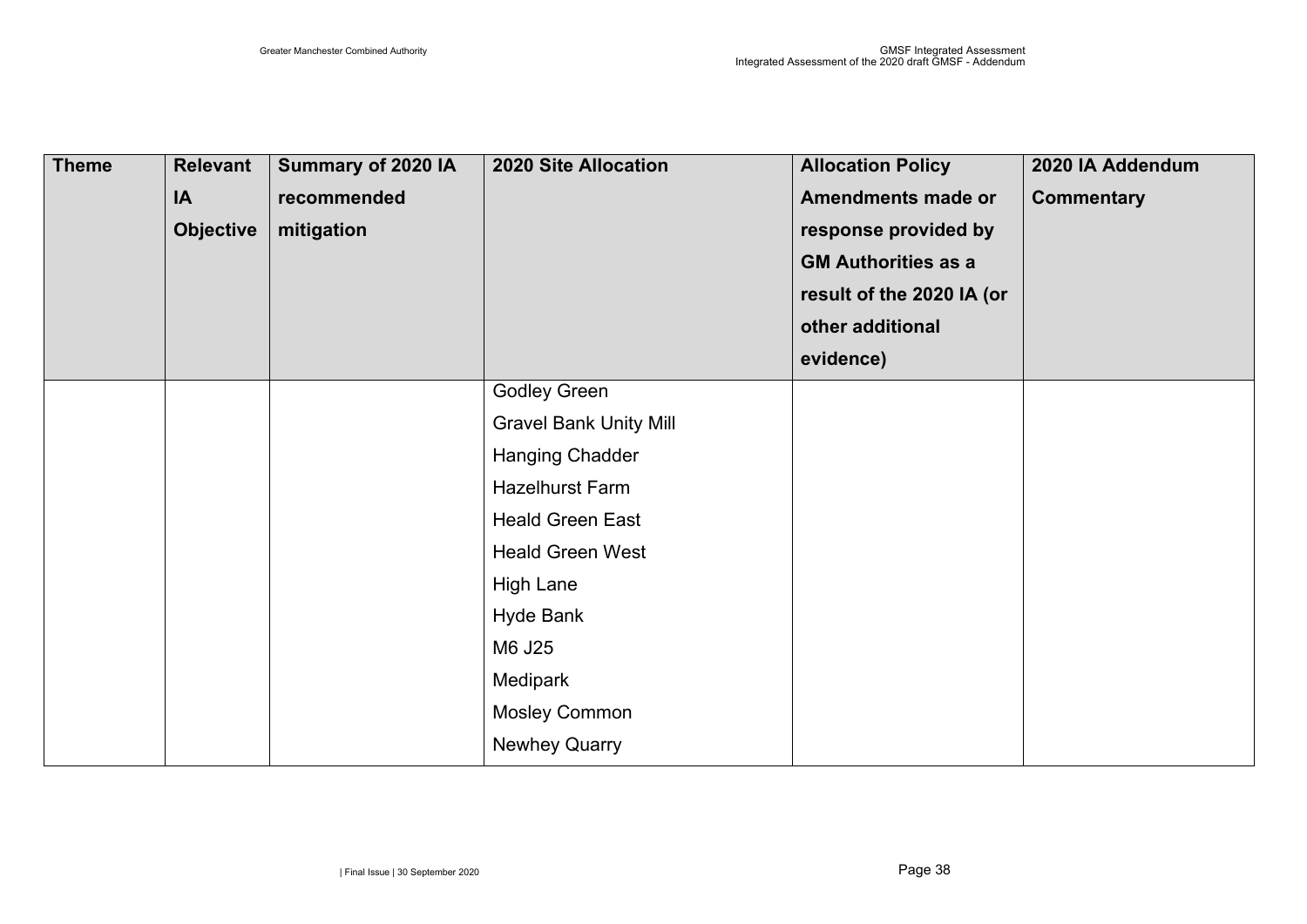| Theme | Relevant IA Objective | Summary of 2020 IA recommended mitigation | 2020 Site Allocation | Allocation Policy Amendments made or response provided by GM Authorities as a result of the 2020 IA (or other additional evidence) | 2020 IA Addendum Commentary |
|---|---|---|---|---|---|
| | | | Godley Green<br>Gravel Bank Unity Mill<br>Hanging Chadder<br>Hazelhurst Farm<br>Heald Green East<br>Heald Green West<br>High Lane<br>Hyde Bank<br>M6 J25<br>Medipark<br>Mosley Common<br>Newhey Quarry | | |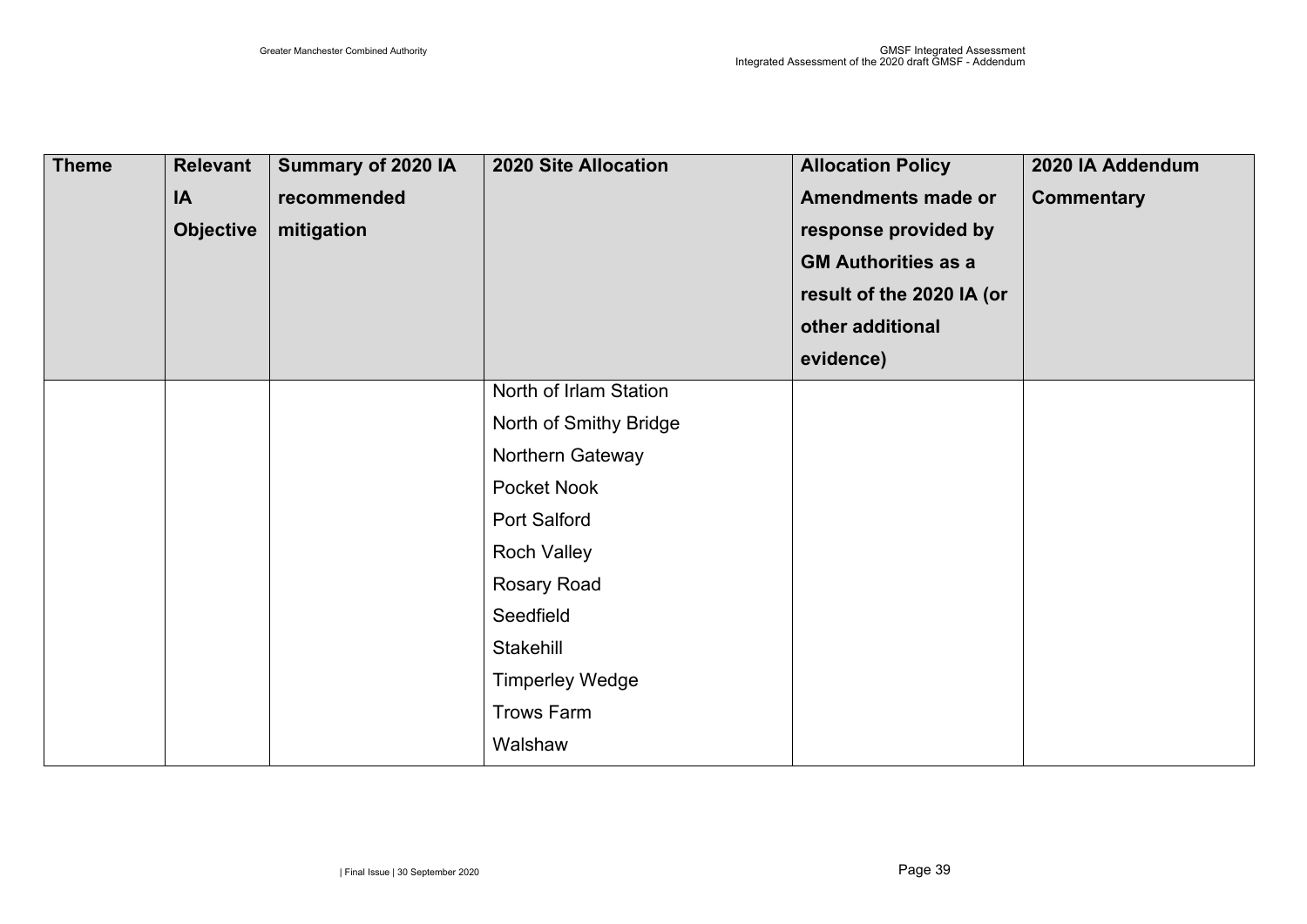| Theme | Relevant IA Objective | Summary of 2020 IA recommended mitigation | 2020 Site Allocation | Allocation Policy Amendments made or response provided by GM Authorities as a result of the 2020 IA (or other additional evidence) | 2020 IA Addendum Commentary |
|---|---|---|---|---|---|
| | | | North of Irlam Station<br>North of Smithy Bridge<br>Northern Gateway<br>Pocket Nook<br>Port Salford<br>Roch Valley<br>Rosary Road<br>Seedfield<br>Stakehill<br>Timperley Wedge<br>Trows Farm<br>Walshaw | | |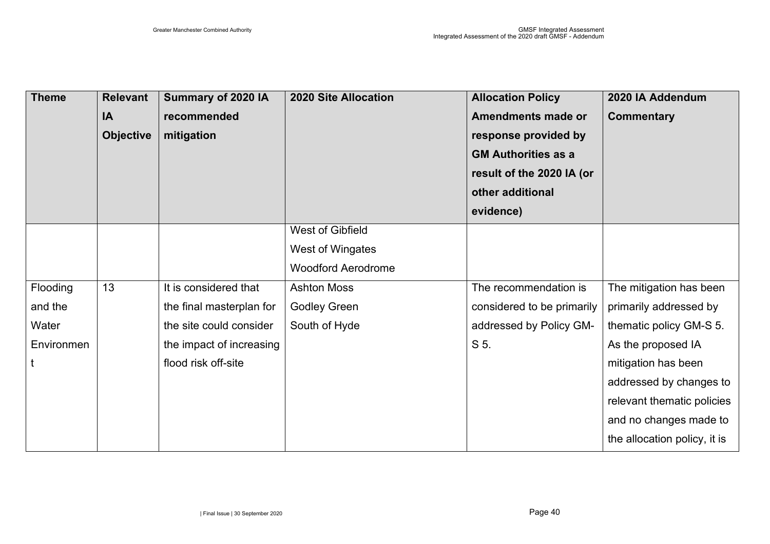| Theme | Relevant IA Objective | Summary of 2020 IA recommended mitigation | 2020 Site Allocation | Allocation Policy Amendments made or response provided by GM Authorities as a result of the 2020 IA (or other additional evidence) | 2020 IA Addendum Commentary |
|---|---|---|---|---|---|
| | | | West of Gibfield<br>West of Wingates<br>Woodford Aerodrome | | |
| Flooding and the Water Environment | 13 | It is considered that the final masterplan for the site could consider the impact of increasing flood risk off-site | Ashton Moss<br>Godley Green<br>South of Hyde | The recommendation is considered to be primarily addressed by Policy GM-S 5. | The mitigation has been primarily addressed by thematic policy GM-S 5. As the proposed IA mitigation has been addressed by changes to relevant thematic policies and no changes made to the allocation policy, it is |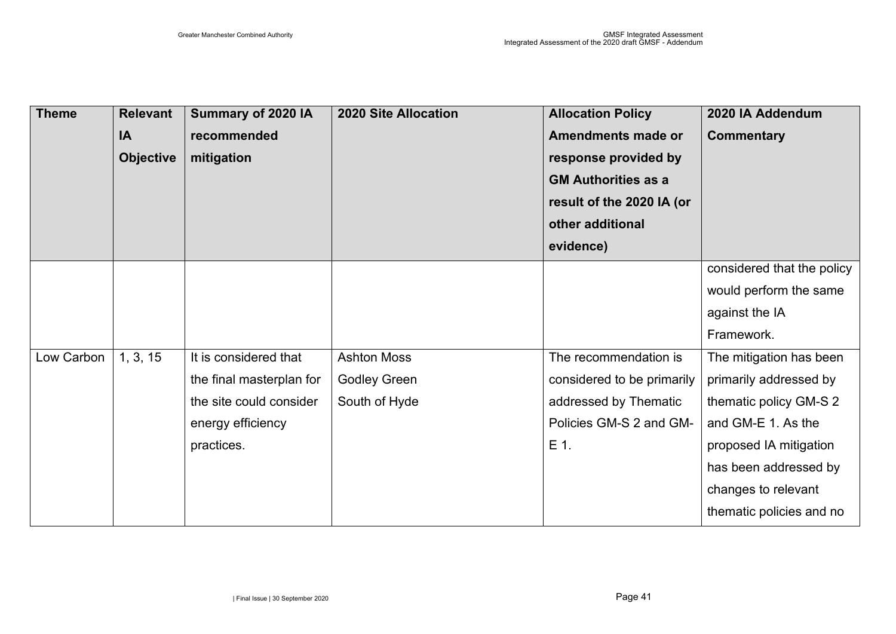| Theme | Relevant IA Objective | Summary of 2020 IA recommended mitigation | 2020 Site Allocation | Allocation Policy Amendments made or response provided by GM Authorities as a result of the 2020 IA (or other additional evidence) | 2020 IA Addendum Commentary |
|---|---|---|---|---|---|
| | | | | | considered that the policy would perform the same against the IA Framework. |
| Low Carbon | 1, 3, 15 | It is considered that the final masterplan for the site could consider energy efficiency practices. | Ashton Moss<br>Godley Green<br>South of Hyde | The recommendation is considered to be primarily addressed by Thematic Policies GM-S 2 and GM-E 1. | The mitigation has been primarily addressed by thematic policy GM-S 2 and GM-E 1. As the proposed IA mitigation has been addressed by changes to relevant thematic policies and no |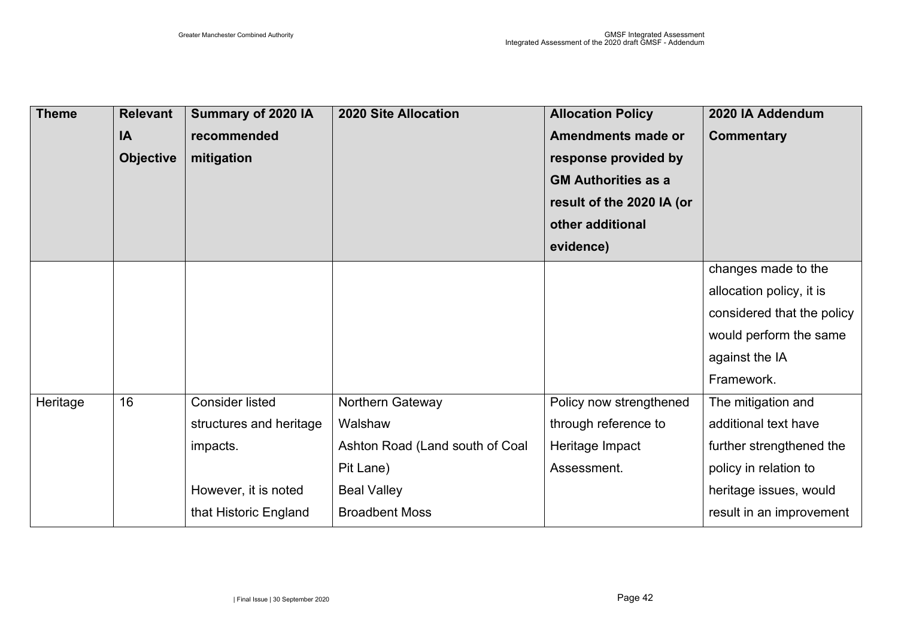| Theme | Relevant IA Objective | Summary of 2020 IA recommended mitigation | 2020 Site Allocation | Allocation Policy Amendments made or response provided by GM Authorities as a result of the 2020 IA (or other additional evidence) | 2020 IA Addendum Commentary |
|---|---|---|---|---|---|
| | | | | | changes made to the allocation policy, it is considered that the policy would perform the same against the IA Framework. |
| Heritage | 16 | Consider listed structures and heritage impacts.<br><br>However, it is noted that Historic England | Northern Gateway<br>Walshaw<br>Ashton Road (Land south of Coal Pit Lane)<br>Beal Valley<br>Broadbent Moss | Policy now strengthened through reference to Heritage Impact Assessment. | The mitigation and additional text have further strengthened the policy in relation to heritage issues, would result in an improvement |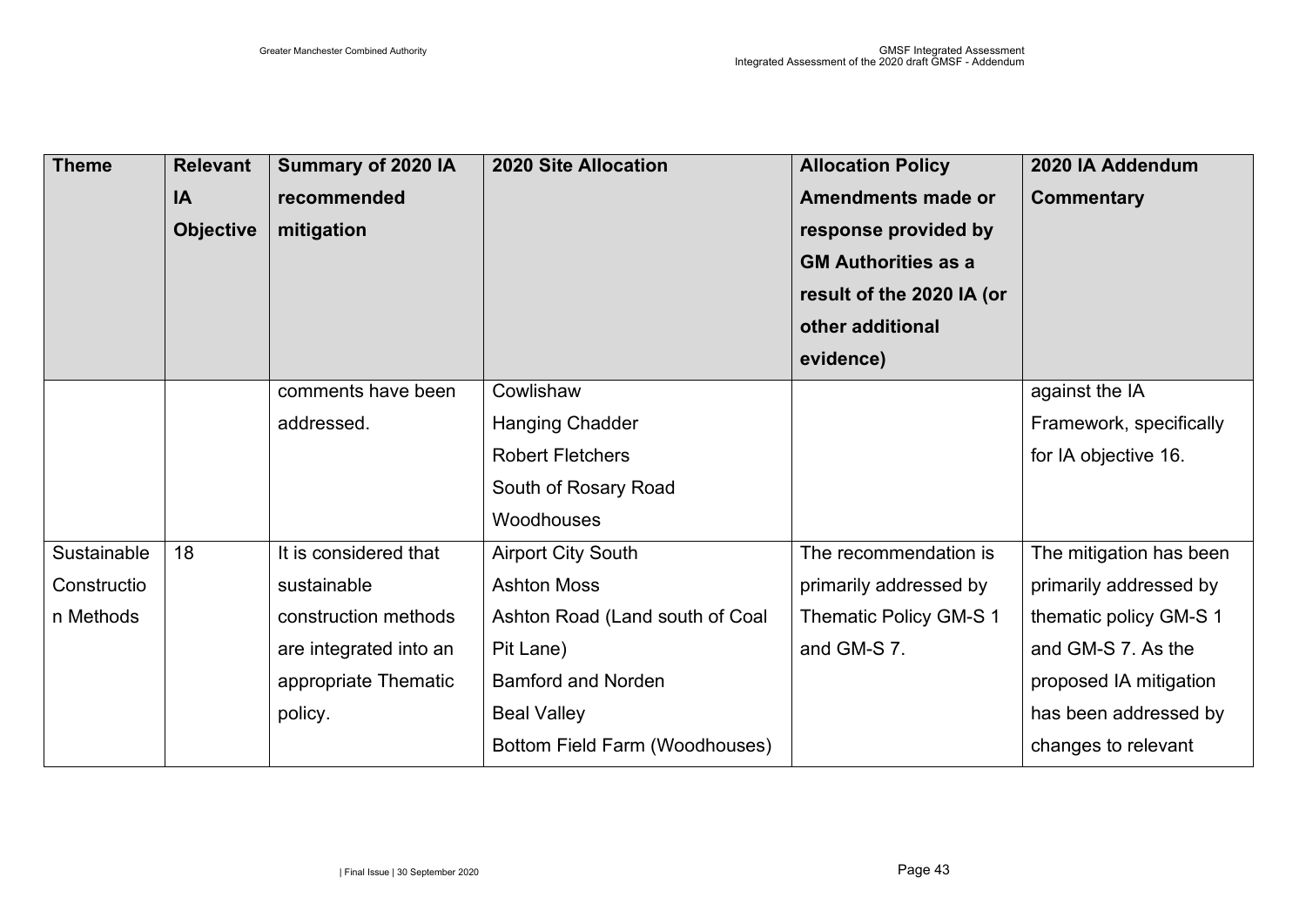| Theme | Relevant IA Objective | Summary of 2020 IA recommended mitigation | 2020 Site Allocation | Allocation Policy Amendments made or response provided by GM Authorities as a result of the 2020 IA (or other additional evidence) | 2020 IA Addendum Commentary |
|---|---|---|---|---|---|
| | | comments have been addressed. | Cowlishaw<br>Hanging Chadder<br>Robert Fletchers<br>South of Rosary Road<br>Woodhouses | | against the IA Framework, specifically for IA objective 16. |
| Sustainable Construction Methods | 18 | It is considered that sustainable construction methods are integrated into an appropriate Thematic policy. | Airport City South<br>Ashton Moss<br>Ashton Road (Land south of Coal Pit Lane)<br>Bamford and Norden<br>Beal Valley<br>Bottom Field Farm (Woodhouses) | The recommendation is primarily addressed by Thematic Policy GM-S 1 and GM-S 7. | The mitigation has been primarily addressed by thematic policy GM-S 1 and GM-S 7. As the proposed IA mitigation has been addressed by changes to relevant |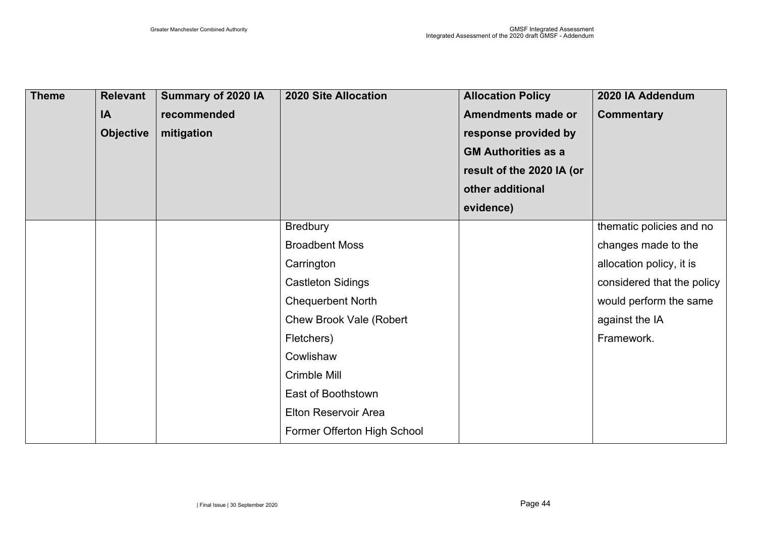| Theme | Relevant IA Objective | Summary of 2020 IA recommended mitigation | 2020 Site Allocation | Allocation Policy Amendments made or response provided by GM Authorities as a result of the 2020 IA (or other additional evidence) | 2020 IA Addendum Commentary |
|---|---|---|---|---|---|
| | | | Bredbury<br>Broadbent Moss<br>Carrington<br>Castleton Sidings<br>Chequerbent North<br>Chew Brook Vale (Robert Fletchers)<br>Cowlishaw<br>Crimble Mill<br>East of Boothstown<br>Elton Reservoir Area<br>Former Offerton High School | | thematic policies and no changes made to the allocation policy, it is considered that the policy would perform the same against the IA Framework. |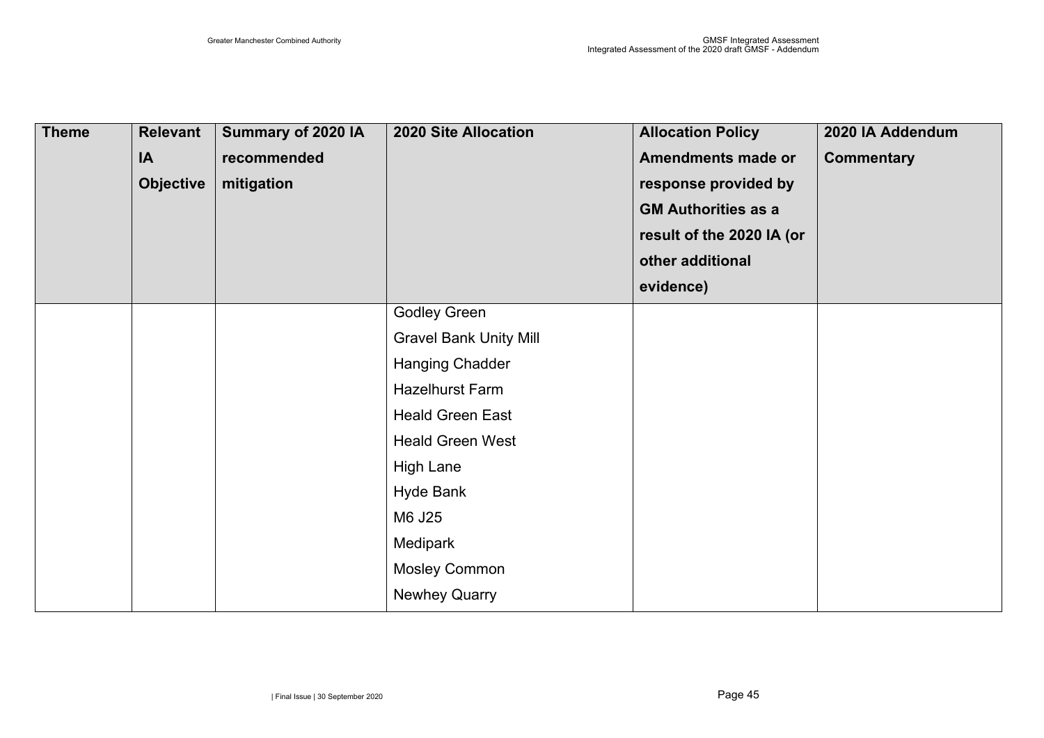| Theme | Relevant IA Objective | Summary of 2020 IA recommended mitigation | 2020 Site Allocation | Allocation Policy Amendments made or response provided by GM Authorities as a result of the 2020 IA (or other additional evidence) | 2020 IA Addendum Commentary |
|---|---|---|---|---|---|
| | | | Godley Green | | |
| | | | Gravel Bank Unity Mill | | |
| | | | Hanging Chadder | | |
| | | | Hazelhurst Farm | | |
| | | | Heald Green East | | |
| | | | Heald Green West | | |
| | | | High Lane | | |
| | | | Hyde Bank | | |
| | | | M6 J25 | | |
| | | | Medipark | | |
| | | | Mosley Common | | |
| | | | Newhey Quarry | | |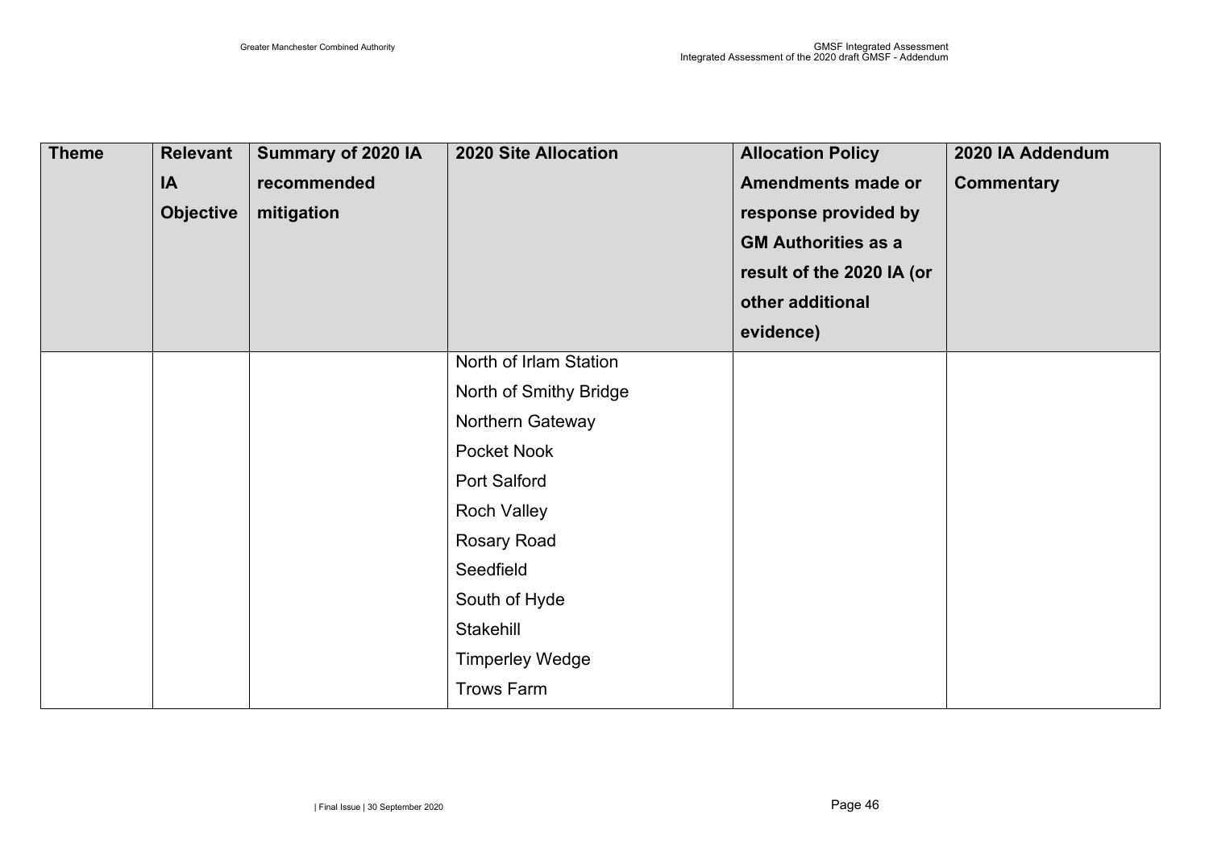| Theme | Relevant IA Objective | Summary of 2020 IA recommended mitigation | 2020 Site Allocation | Allocation Policy Amendments made or response provided by GM Authorities as a result of the 2020 IA (or other additional evidence) | 2020 IA Addendum Commentary |
| --- | --- | --- | --- | --- | --- |
| | | | North of Irlam Station<br>North of Smithy Bridge<br>Northern Gateway<br>Pocket Nook<br>Port Salford<br>Roch Valley<br>Rosary Road<br>Seedfield<br>South of Hyde<br>Stakehill<br>Timperley Wedge<br>Trows Farm | | |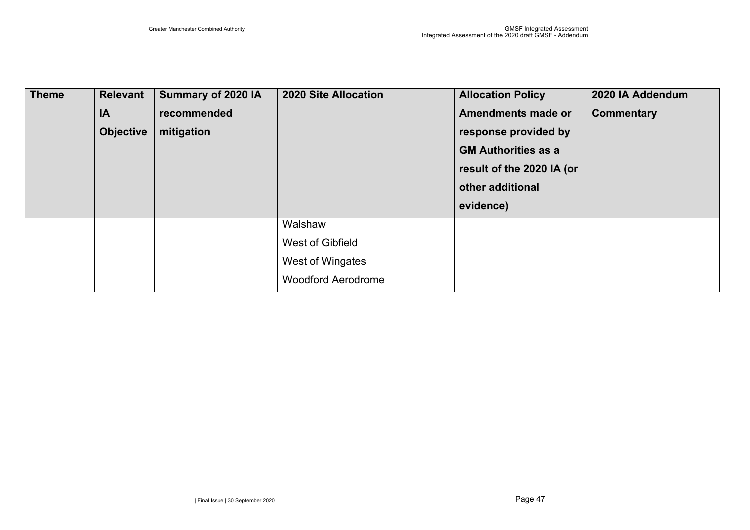| Theme | Relevant IA Objective | Summary of 2020 IA recommended mitigation | 2020 Site Allocation | Allocation Policy Amendments made or response provided by GM Authorities as a result of the 2020 IA (or other additional evidence) | 2020 IA Addendum Commentary |
|---|---|---|---|---|---|
| | | | Walshaw<br>West of Gibfield<br>West of Wingates<br>Woodford Aerodrome | | |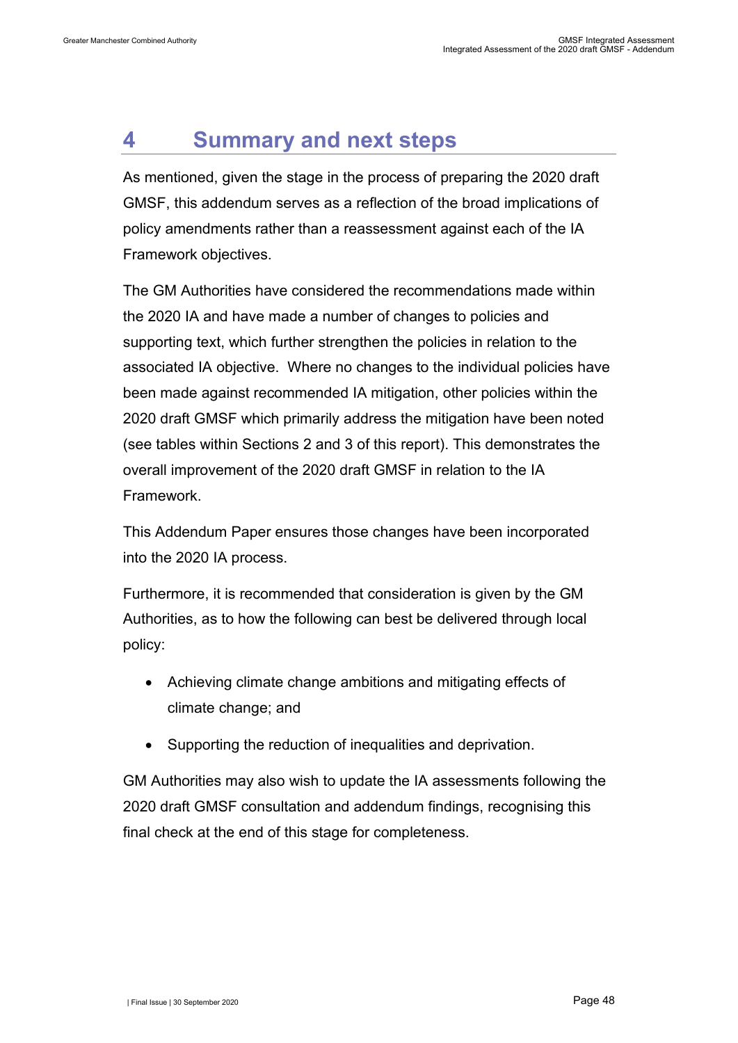# 4 Summary and next steps

As mentioned, given the stage in the process of preparing the 2020 draft GMSF, this addendum serves as a reflection of the broad implications of policy amendments rather than a reassessment against each of the IA Framework objectives.

The GM Authorities have considered the recommendations made within the 2020 IA and have made a number of changes to policies and supporting text, which further strengthen the policies in relation to the associated IA objective. Where no changes to the individual policies have been made against recommended IA mitigation, other policies within the 2020 draft GMSF which primarily address the mitigation have been noted (see tables within Sections 2 and 3 of this report). This demonstrates the overall improvement of the 2020 draft GMSF in relation to the IA Framework.

This Addendum Paper ensures those changes have been incorporated into the 2020 IA process.

Furthermore, it is recommended that consideration is given by the GM Authorities, as to how the following can best be delivered through local policy:

- Achieving climate change ambitions and mitigating effects of climate change; and
- Supporting the reduction of inequalities and deprivation.

GM Authorities may also wish to update the IA assessments following the 2020 draft GMSF consultation and addendum findings, recognising this final check at the end of this stage for completeness.